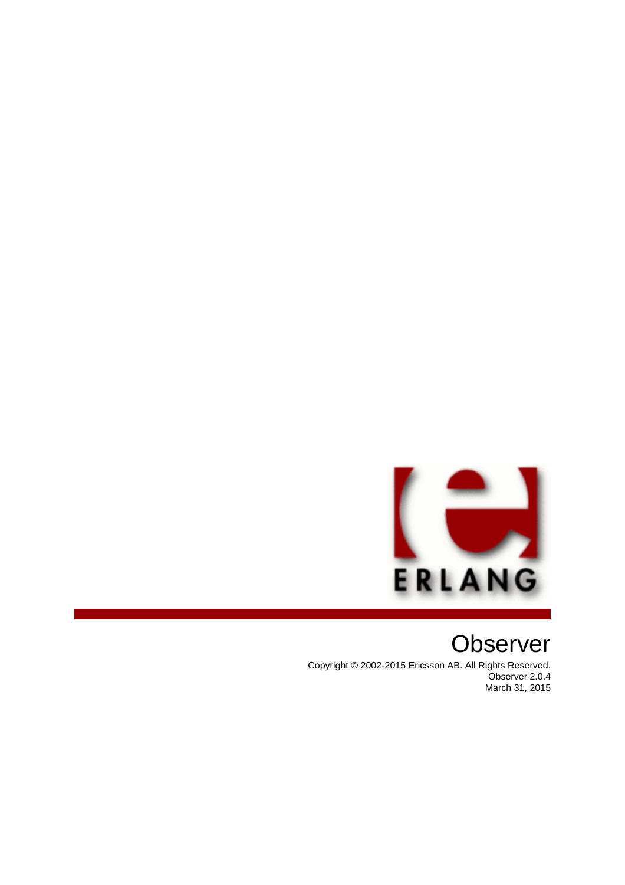# Observer

Copyright © 2002-2015 Ericsson AB. All Rights Reserved.
Observer 2.0.4
March 31, 2015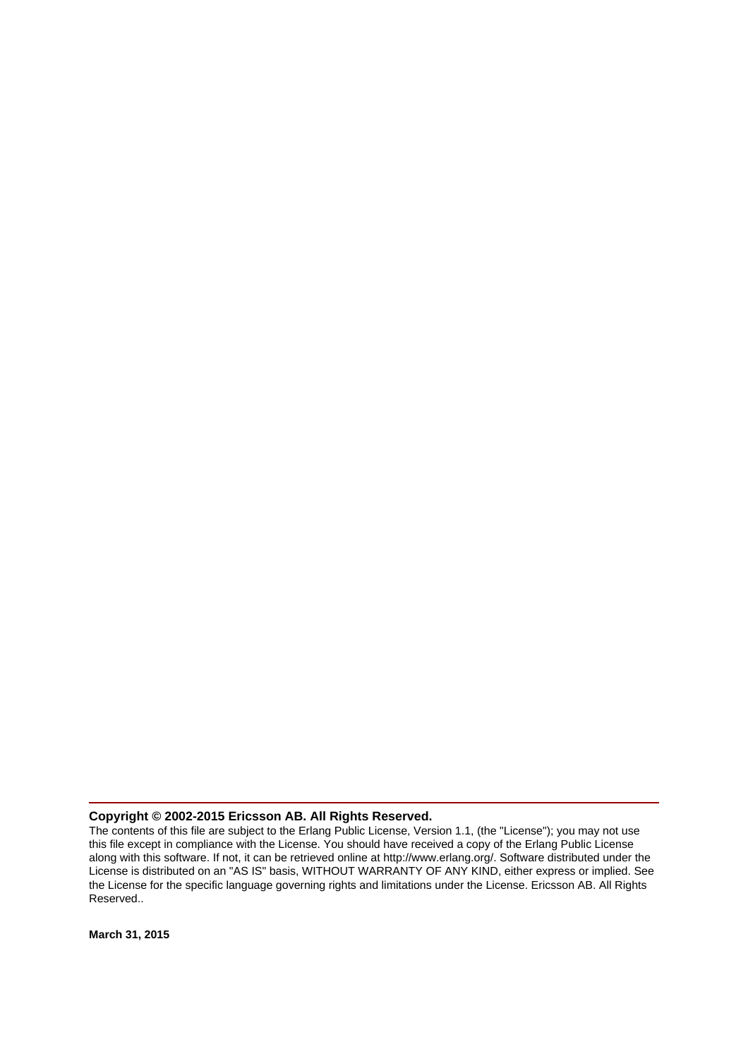**Copyright © 2002-2015 Ericsson AB. All Rights Reserved.**

The contents of this file are subject to the Erlang Public License, Version 1.1, (the "License"); you may not use this file except in compliance with the License. You should have received a copy of the Erlang Public License along with this software. If not, it can be retrieved online at http://www.erlang.org/. Software distributed under the License is distributed on an "AS IS" basis, WITHOUT WARRANTY OF ANY KIND, either express or implied. See the License for the specific language governing rights and limitations under the License. Ericsson AB. All Rights Reserved..

**March 31, 2015**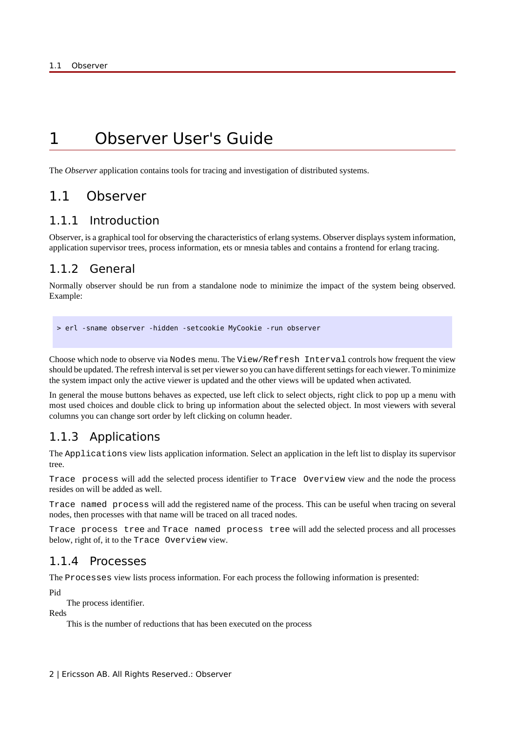# 1 Observer User's Guide

The *Observer* application contains tools for tracing and investigation of distributed systems.

## 1.1 Observer

### 1.1.1 Introduction

Observer, is a graphical tool for observing the characteristics of erlang systems. Observer displays system information, application supervisor trees, process information, ets or mnesia tables and contains a frontend for erlang tracing.

### 1.1.2 General

Normally observer should be run from a standalone node to minimize the impact of the system being observed. Example:

```
> erl -sname observer -hidden -setcookie MyCookie -run observer
```

Choose which node to observe via `Nodes` menu. The `View/Refresh Interval` controls how frequent the view should be updated. The refresh interval is set per viewer so you can have different settings for each viewer. To minimize the system impact only the active viewer is updated and the other views will be updated when activated.

In general the mouse buttons behaves as expected, use left click to select objects, right click to pop up a menu with most used choices and double click to bring up information about the selected object. In most viewers with several columns you can change sort order by left clicking on column header.

### 1.1.3 Applications

The `Applications` view lists application information. Select an application in the left list to display its supervisor tree.

`Trace process` will add the selected process identifier to `Trace Overview` view and the node the process resides on will be added as well.

`Trace named process` will add the registered name of the process. This can be useful when tracing on several nodes, then processes with that name will be traced on all traced nodes.

`Trace process tree` and `Trace named process tree` will add the selected process and all processes below, right of, it to the `Trace Overview` view.

### 1.1.4 Processes

The `Processes` view lists process information. For each process the following information is presented:

Pid
: The process identifier.

Reds
: This is the number of reductions that has been executed on the process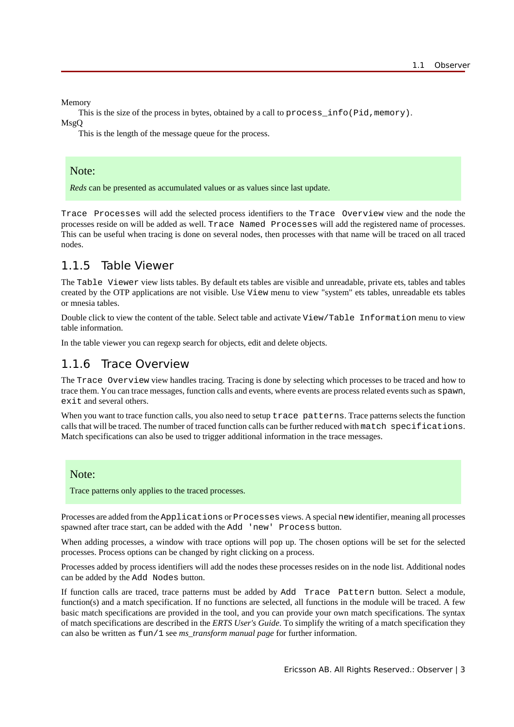Memory
: This is the size of the process in bytes, obtained by a call to `process_info(Pid,memory)`.

MsgQ
: This is the length of the message queue for the process.

> **Note:**
>
> *Reds* can be presented as accumulated values or as values since last update.

`Trace Processes` will add the selected process identifiers to the `Trace Overview` view and the node the processes reside on will be added as well. `Trace Named Processes` will add the registered name of processes. This can be useful when tracing is done on several nodes, then processes with that name will be traced on all traced nodes.

## 1.1.5 Table Viewer

The `Table Viewer` view lists tables. By default ets tables are visible and unreadable, private ets, tables and tables created by the OTP applications are not visible. Use `View` menu to view "system" ets tables, unreadable ets tables or mnesia tables.

Double click to view the content of the table. Select table and activate `View/Table Information` menu to view table information.

In the table viewer you can regexp search for objects, edit and delete objects.

## 1.1.6 Trace Overview

The `Trace Overview` view handles tracing. Tracing is done by selecting which processes to be traced and how to trace them. You can trace messages, function calls and events, where events are process related events such as `spawn`, `exit` and several others.

When you want to trace function calls, you also need to setup `trace patterns`. Trace patterns selects the function calls that will be traced. The number of traced function calls can be further reduced with `match specifications`. Match specifications can also be used to trigger additional information in the trace messages.

> **Note:**
>
> Trace patterns only applies to the traced processes.

Processes are added from the `Applications` or `Processes` views. A special `new` identifier, meaning all processes spawned after trace start, can be added with the `Add 'new' Process` button.

When adding processes, a window with trace options will pop up. The chosen options will be set for the selected processes. Process options can be changed by right clicking on a process.

Processes added by process identifiers will add the nodes these processes resides on in the node list. Additional nodes can be added by the `Add Nodes` button.

If function calls are traced, trace patterns must be added by `Add Trace Pattern` button. Select a module, function(s) and a match specification. If no functions are selected, all functions in the module will be traced. A few basic match specifications are provided in the tool, and you can provide your own match specifications. The syntax of match specifications are described in the *ERTS User's Guide*. To simplify the writing of a match specification they can also be written as `fun/1` see *ms_transform manual page* for further information.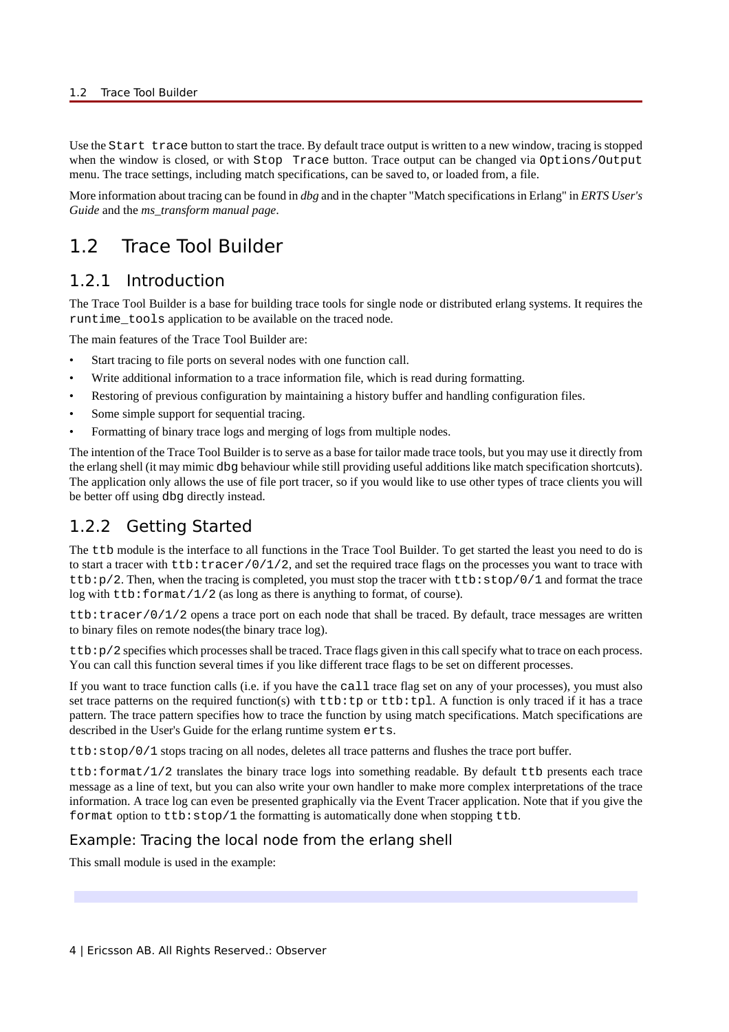Use the `Start trace` button to start the trace. By default trace output is written to a new window, tracing is stopped when the window is closed, or with `Stop Trace` button. Trace output can be changed via `Options/Output` menu. The trace settings, including match specifications, can be saved to, or loaded from, a file.

More information about tracing can be found in *dbg* and in the chapter "Match specifications in Erlang" in *ERTS User's Guide* and the *ms_transform manual page*.

# 1.2 Trace Tool Builder

## 1.2.1 Introduction

The Trace Tool Builder is a base for building trace tools for single node or distributed erlang systems. It requires the `runtime_tools` application to be available on the traced node.

The main features of the Trace Tool Builder are:

- Start tracing to file ports on several nodes with one function call.
- Write additional information to a trace information file, which is read during formatting.
- Restoring of previous configuration by maintaining a history buffer and handling configuration files.
- Some simple support for sequential tracing.
- Formatting of binary trace logs and merging of logs from multiple nodes.

The intention of the Trace Tool Builder is to serve as a base for tailor made trace tools, but you may use it directly from the erlang shell (it may mimic `dbg` behaviour while still providing useful additions like match specification shortcuts). The application only allows the use of file port tracer, so if you would like to use other types of trace clients you will be better off using `dbg` directly instead.

## 1.2.2 Getting Started

The `ttb` module is the interface to all functions in the Trace Tool Builder. To get started the least you need to do is to start a tracer with `ttb:tracer/0/1/2`, and set the required trace flags on the processes you want to trace with `ttb:p/2`. Then, when the tracing is completed, you must stop the tracer with `ttb:stop/0/1` and format the trace log with `ttb:format/1/2` (as long as there is anything to format, of course).

`ttb:tracer/0/1/2` opens a trace port on each node that shall be traced. By default, trace messages are written to binary files on remote nodes(the binary trace log).

`ttb:p/2` specifies which processes shall be traced. Trace flags given in this call specify what to trace on each process. You can call this function several times if you like different trace flags to be set on different processes.

If you want to trace function calls (i.e. if you have the `call` trace flag set on any of your processes), you must also set trace patterns on the required function(s) with `ttb:tp` or `ttb:tpl`. A function is only traced if it has a trace pattern. The trace pattern specifies how to trace the function by using match specifications. Match specifications are described in the User's Guide for the erlang runtime system `erts`.

`ttb:stop/0/1` stops tracing on all nodes, deletes all trace patterns and flushes the trace port buffer.

`ttb:format/1/2` translates the binary trace logs into something readable. By default `ttb` presents each trace message as a line of text, but you can also write your own handler to make more complex interpretations of the trace information. A trace log can even be presented graphically via the Event Tracer application. Note that if you give the `format` option to `ttb:stop/1` the formatting is automatically done when stopping `ttb`.

### Example: Tracing the local node from the erlang shell

This small module is used in the example: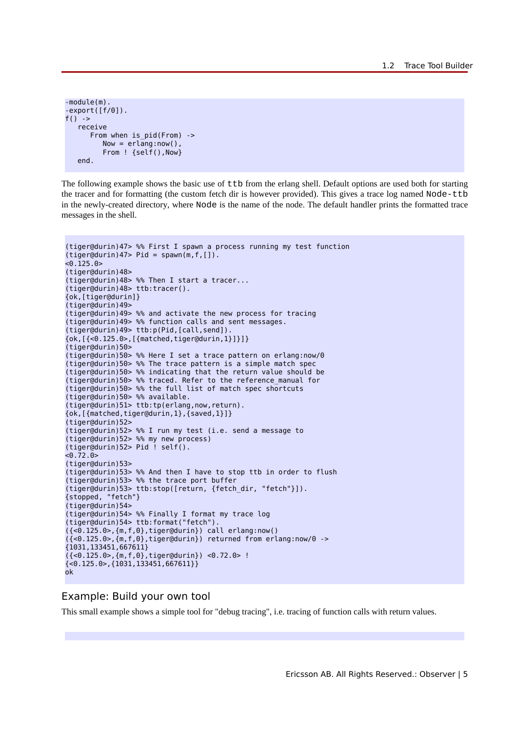```
-module(m).
-export([f/0]).
f() ->
   receive
      From when is_pid(From) ->
         Now = erlang:now(),
         From ! {self(),Now}
   end.
```

The following example shows the basic use of `ttb` from the erlang shell. Default options are used both for starting the tracer and for formatting (the custom fetch dir is however provided). This gives a trace log named `Node-ttb` in the newly-created directory, where `Node` is the name of the node. The default handler prints the formatted trace messages in the shell.

```
(tiger@durin)47> %% First I spawn a process running my test function
(tiger@durin)47> Pid = spawn(m,f,[]).
<0.125.0>
(tiger@durin)48>
(tiger@durin)48> %% Then I start a tracer...
(tiger@durin)48> ttb:tracer().
{ok,[tiger@durin]}
(tiger@durin)49>
(tiger@durin)49> %% and activate the new process for tracing
(tiger@durin)49> %% function calls and sent messages.
(tiger@durin)49> ttb:p(Pid,[call,send]).
{ok,[{<0.125.0>,[{matched,tiger@durin,1}]}]}
(tiger@durin)50>
(tiger@durin)50> %% Here I set a trace pattern on erlang:now/0
(tiger@durin)50> %% The trace pattern is a simple match spec
(tiger@durin)50> %% indicating that the return value should be
(tiger@durin)50> %% traced. Refer to the reference_manual for
(tiger@durin)50> %% the full list of match spec shortcuts
(tiger@durin)50> %% available.
(tiger@durin)51> ttb:tp(erlang,now,return).
{ok,[{matched,tiger@durin,1},{saved,1}]}
(tiger@durin)52>
(tiger@durin)52> %% I run my test (i.e. send a message to
(tiger@durin)52> %% my new process)
(tiger@durin)52> Pid ! self().
<0.72.0>
(tiger@durin)53>
(tiger@durin)53> %% And then I have to stop ttb in order to flush
(tiger@durin)53> %% the trace port buffer
(tiger@durin)53> ttb:stop([return, {fetch_dir, "fetch"}]).
{stopped, "fetch"}
(tiger@durin)54>
(tiger@durin)54> %% Finally I format my trace log
(tiger@durin)54> ttb:format("fetch").
({<0.125.0>,{m,f,0},tiger@durin}) call erlang:now()
({<0.125.0>,{m,f,0},tiger@durin}) returned from erlang:now/0 ->
{1031,133451,667611}
({<0.125.0>,{m,f,0},tiger@durin}) <0.72.0> !
{<0.125.0>,{1031,133451,667611}}
ok
```

## Example: Build your own tool

This small example shows a simple tool for "debug tracing", i.e. tracing of function calls with return values.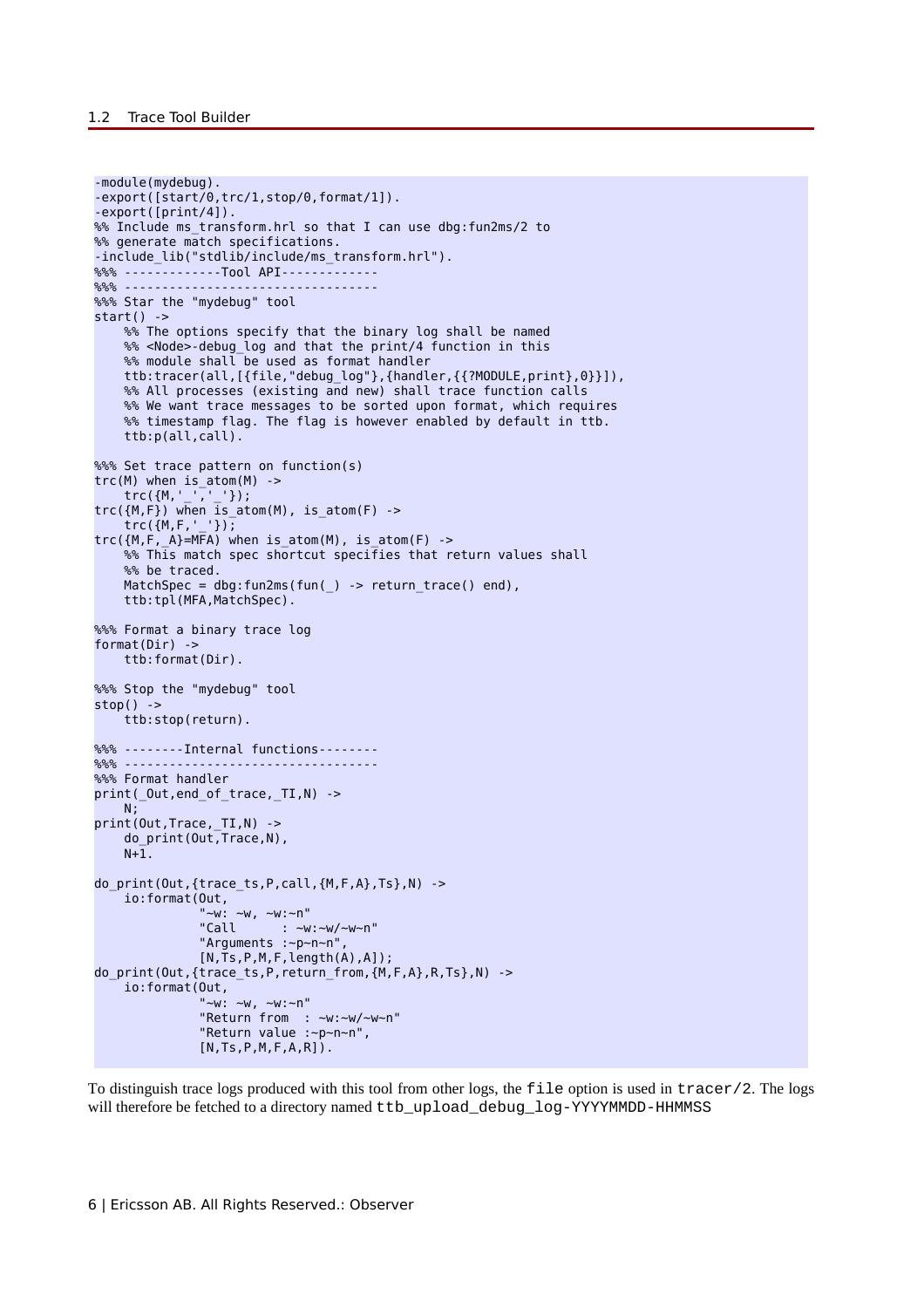```
-module(mydebug).
-export([start/0,trc/1,stop/0,format/1]).
-export([print/4]).
%% Include ms_transform.hrl so that I can use dbg:fun2ms/2 to
%% generate match specifications.
-include_lib("stdlib/include/ms_transform.hrl").
%%% -------------Tool API-------------
%%% ---------------------------------
%%% Star the "mydebug" tool
start() ->
    %% The options specify that the binary log shall be named
    %% <Node>-debug_log and that the print/4 function in this
    %% module shall be used as format handler
    ttb:tracer(all,[{file,"debug_log"},{handler,{{?MODULE,print},0}}]),
    %% All processes (existing and new) shall trace function calls
    %% We want trace messages to be sorted upon format, which requires
    %% timestamp flag. The flag is however enabled by default in ttb.
    ttb:p(all,call).

%%% Set trace pattern on function(s)
trc(M) when is_atom(M) ->
    trc({M,'_','_'});
trc({M,F}) when is_atom(M), is_atom(F) ->
    trc({M,F,'_'});
trc({M,F,_A}=MFA) when is_atom(M), is_atom(F) ->
    %% This match spec shortcut specifies that return values shall
    %% be traced.
    MatchSpec = dbg:fun2ms(fun(_) -> return_trace() end),
    ttb:tpl(MFA,MatchSpec).

%%% Format a binary trace log
format(Dir) ->
    ttb:format(Dir).

%%% Stop the "mydebug" tool
stop() ->
    ttb:stop(return).

%%% --------Internal functions--------
%%% ---------------------------------
%%% Format handler
print(_Out,end_of_trace,_TI,N) ->
    N;
print(Out,Trace,_TI,N) ->
    do_print(Out,Trace,N),
    N+1.

do_print(Out,{trace_ts,P,call,{M,F,A},Ts},N) ->
    io:format(Out,
              "~w: ~w, ~w:~n"
              "Call      : ~w:~w/~w~n"
              "Arguments :~p~n~n",
              [N,Ts,P,M,F,length(A),A]);
do_print(Out,{trace_ts,P,return_from,{M,F,A},R,Ts},N) ->
    io:format(Out,
              "~w: ~w, ~w:~n"
              "Return from  : ~w:~w/~w~n"
              "Return value :~p~n~n",
              [N,Ts,P,M,F,A,R]).
```

To distinguish trace logs produced with this tool from other logs, the `file` option is used in `tracer/2`. The logs will therefore be fetched to a directory named `ttb_upload_debug_log-YYYYMMDD-HHMMSS`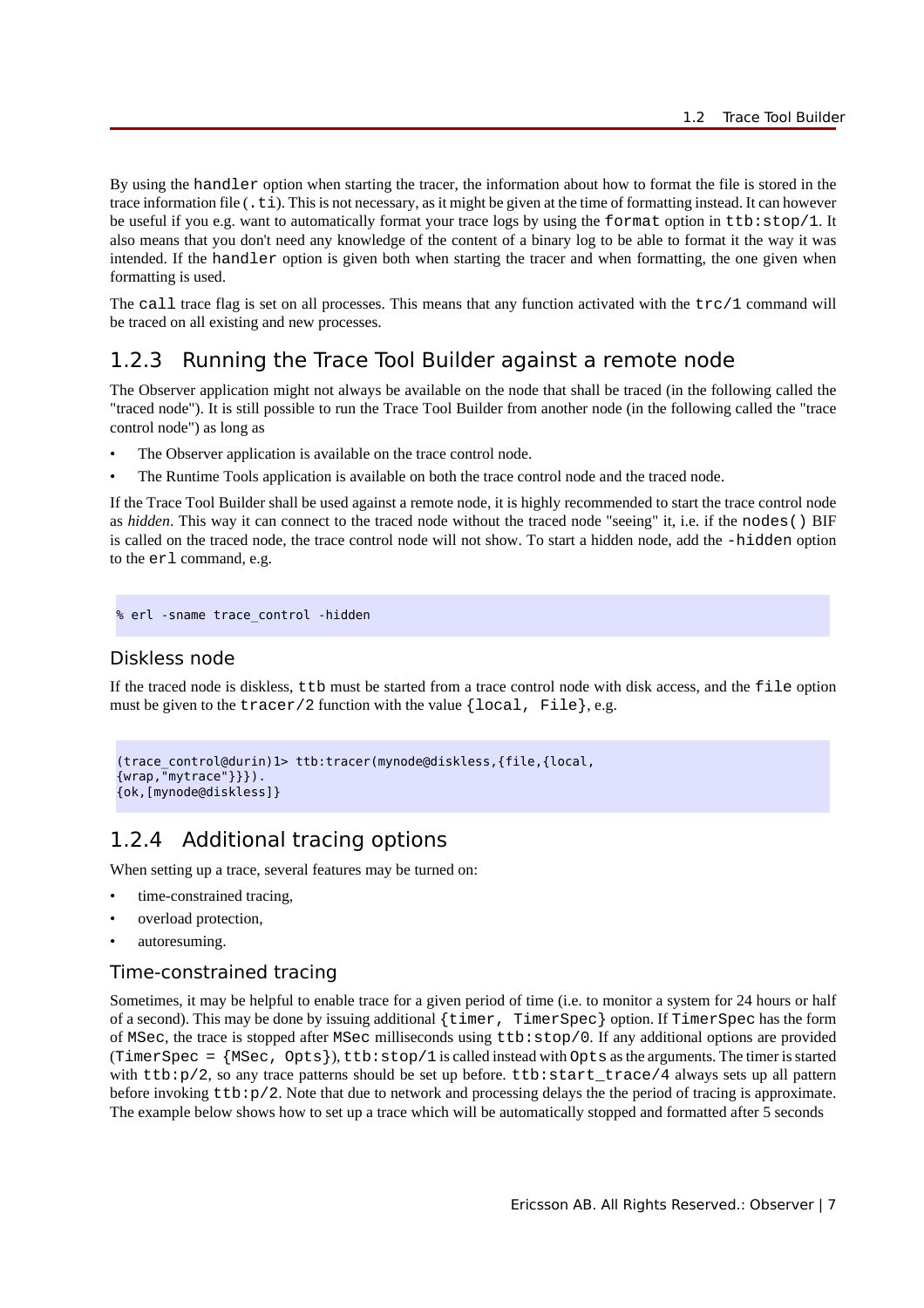By using the `handler` option when starting the tracer, the information about how to format the file is stored in the trace information file (`.ti`). This is not necessary, as it might be given at the time of formatting instead. It can however be useful if you e.g. want to automatically format your trace logs by using the `format` option in `ttb:stop/1`. It also means that you don't need any knowledge of the content of a binary log to be able to format it the way it was intended. If the `handler` option is given both when starting the tracer and when formatting, the one given when formatting is used.

The `call` trace flag is set on all processes. This means that any function activated with the `trc/1` command will be traced on all existing and new processes.

## 1.2.3 Running the Trace Tool Builder against a remote node

The Observer application might not always be available on the node that shall be traced (in the following called the "traced node"). It is still possible to run the Trace Tool Builder from another node (in the following called the "trace control node") as long as

- The Observer application is available on the trace control node.
- The Runtime Tools application is available on both the trace control node and the traced node.

If the Trace Tool Builder shall be used against a remote node, it is highly recommended to start the trace control node as *hidden*. This way it can connect to the traced node without the traced node "seeing" it, i.e. if the `nodes()` BIF is called on the traced node, the trace control node will not show. To start a hidden node, add the `-hidden` option to the `erl` command, e.g.

```
% erl -sname trace_control -hidden
```

### Diskless node

If the traced node is diskless, `ttb` must be started from a trace control node with disk access, and the `file` option must be given to the `tracer/2` function with the value `{local, File}`, e.g.

```
(trace_control@durin)1> ttb:tracer(mynode@diskless,{file,{local,
{wrap,"mytrace"}}}).
{ok,[mynode@diskless]}
```

## 1.2.4 Additional tracing options

When setting up a trace, several features may be turned on:

- time-constrained tracing,
- overload protection,
- autoresuming.

### Time-constrained tracing

Sometimes, it may be helpful to enable trace for a given period of time (i.e. to monitor a system for 24 hours or half of a second). This may be done by issuing additional `{timer, TimerSpec}` option. If `TimerSpec` has the form of `MSec`, the trace is stopped after `MSec` milliseconds using `ttb:stop/0`. If any additional options are provided (`TimerSpec = {MSec, Opts}`), `ttb:stop/1` is called instead with `Opts` as the arguments. The timer is started with `ttb:p/2`, so any trace patterns should be set up before. `ttb:start_trace/4` always sets up all pattern before invoking `ttb:p/2`. Note that due to network and processing delays the the period of tracing is approximate. The example below shows how to set up a trace which will be automatically stopped and formatted after 5 seconds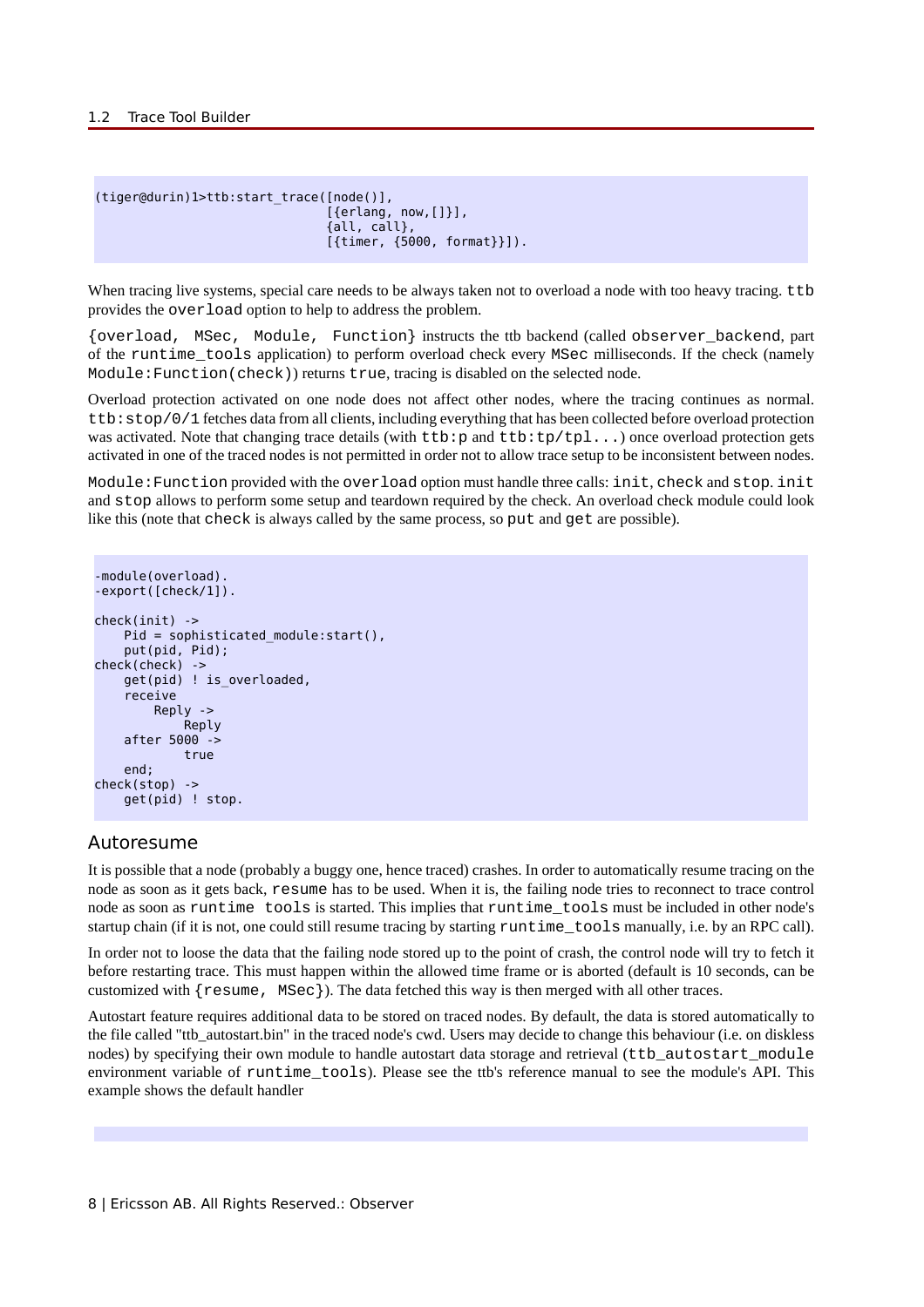```
(tiger@durin)1>ttb:start_trace([node()],
                               [{erlang, now,[]}],
                               {all, call},
                               [{timer, {5000, format}}]).
```

When tracing live systems, special care needs to be always taken not to overload a node with too heavy tracing. `ttb` provides the `overload` option to help to address the problem.

`{overload, MSec, Module, Function}` instructs the ttb backend (called `observer_backend`, part of the `runtime_tools` application) to perform overload check every `MSec` milliseconds. If the check (namely `Module:Function(check)`) returns `true`, tracing is disabled on the selected node.

Overload protection activated on one node does not affect other nodes, where the tracing continues as normal. `ttb:stop/0/1` fetches data from all clients, including everything that has been collected before overload protection was activated. Note that changing trace details (with `ttb:p` and `ttb:tp/tpl...`) once overload protection gets activated in one of the traced nodes is not permitted in order not to allow trace setup to be inconsistent between nodes.

`Module:Function` provided with the `overload` option must handle three calls: `init`, `check` and `stop`. `init` and `stop` allows to perform some setup and teardown required by the check. An overload check module could look like this (note that `check` is always called by the same process, so `put` and `get` are possible).

```
-module(overload).
-export([check/1]).

check(init) ->
    Pid = sophisticated_module:start(),
    put(pid, Pid);
check(check) ->
    get(pid) ! is_overloaded,
    receive
        Reply ->
            Reply
    after 5000 ->
            true
    end;
check(stop) ->
    get(pid) ! stop.
```

## Autoresume

It is possible that a node (probably a buggy one, hence traced) crashes. In order to automatically resume tracing on the node as soon as it gets back, `resume` has to be used. When it is, the failing node tries to reconnect to trace control node as soon as `runtime tools` is started. This implies that `runtime_tools` must be included in other node's startup chain (if it is not, one could still resume tracing by starting `runtime_tools` manually, i.e. by an RPC call).

In order not to loose the data that the failing node stored up to the point of crash, the control node will try to fetch it before restarting trace. This must happen within the allowed time frame or is aborted (default is 10 seconds, can be customized with `{resume, MSec}`). The data fetched this way is then merged with all other traces.

Autostart feature requires additional data to be stored on traced nodes. By default, the data is stored automatically to the file called "ttb_autostart.bin" in the traced node's cwd. Users may decide to change this behaviour (i.e. on diskless nodes) by specifying their own module to handle autostart data storage and retrieval (`ttb_autostart_module` environment variable of `runtime_tools`). Please see the ttb's reference manual to see the module's API. This example shows the default handler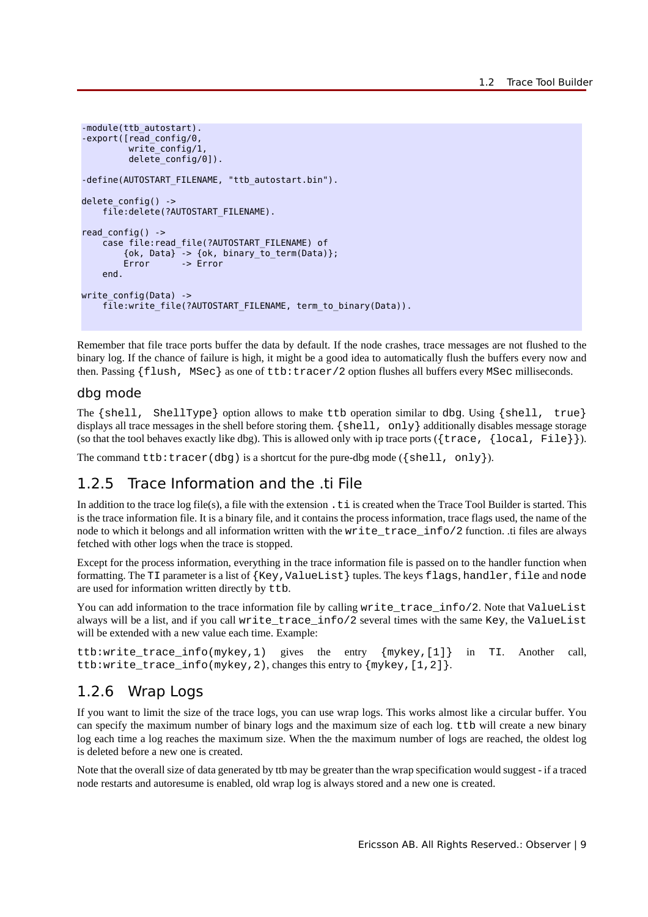```
-module(ttb_autostart).
-export([read_config/0,
         write_config/1,
         delete_config/0]).

-define(AUTOSTART_FILENAME, "ttb_autostart.bin").

delete_config() ->
    file:delete(?AUTOSTART_FILENAME).

read_config() ->
    case file:read_file(?AUTOSTART_FILENAME) of
        {ok, Data} -> {ok, binary_to_term(Data)};
        Error      -> Error
    end.

write_config(Data) ->
    file:write_file(?AUTOSTART_FILENAME, term_to_binary(Data)).
```

Remember that file trace ports buffer the data by default. If the node crashes, trace messages are not flushed to the binary log. If the chance of failure is high, it might be a good idea to automatically flush the buffers every now and then. Passing `{flush, MSec}` as one of `ttb:tracer/2` option flushes all buffers every `MSec` milliseconds.

### dbg mode

The `{shell, ShellType}` option allows to make `ttb` operation similar to `dbg`. Using `{shell, true}` displays all trace messages in the shell before storing them. `{shell, only}` additionally disables message storage (so that the tool behaves exactly like dbg). This is allowed only with ip trace ports (`{trace, {local, File}}`).

The command `ttb:tracer(dbg)` is a shortcut for the pure-dbg mode (`{shell, only}`).

## 1.2.5 Trace Information and the .ti File

In addition to the trace log file(s), a file with the extension `.ti` is created when the Trace Tool Builder is started. This is the trace information file. It is a binary file, and it contains the process information, trace flags used, the name of the node to which it belongs and all information written with the `write_trace_info/2` function. .ti files are always fetched with other logs when the trace is stopped.

Except for the process information, everything in the trace information file is passed on to the handler function when formatting. The `TI` parameter is a list of `{Key,ValueList}` tuples. The keys `flags`, `handler`, `file` and `node` are used for information written directly by `ttb`.

You can add information to the trace information file by calling `write_trace_info/2`. Note that `ValueList` always will be a list, and if you call `write_trace_info/2` several times with the same `Key`, the `ValueList` will be extended with a new value each time. Example:

`ttb:write_trace_info(mykey,1)` gives the entry `{mykey,[1]}` in `TI`. Another call, `ttb:write_trace_info(mykey,2)`, changes this entry to `{mykey,[1,2]}`.

## 1.2.6 Wrap Logs

If you want to limit the size of the trace logs, you can use wrap logs. This works almost like a circular buffer. You can specify the maximum number of binary logs and the maximum size of each log. `ttb` will create a new binary log each time a log reaches the maximum size. When the the maximum number of logs are reached, the oldest log is deleted before a new one is created.

Note that the overall size of data generated by ttb may be greater than the wrap specification would suggest - if a traced node restarts and autoresume is enabled, old wrap log is always stored and a new one is created.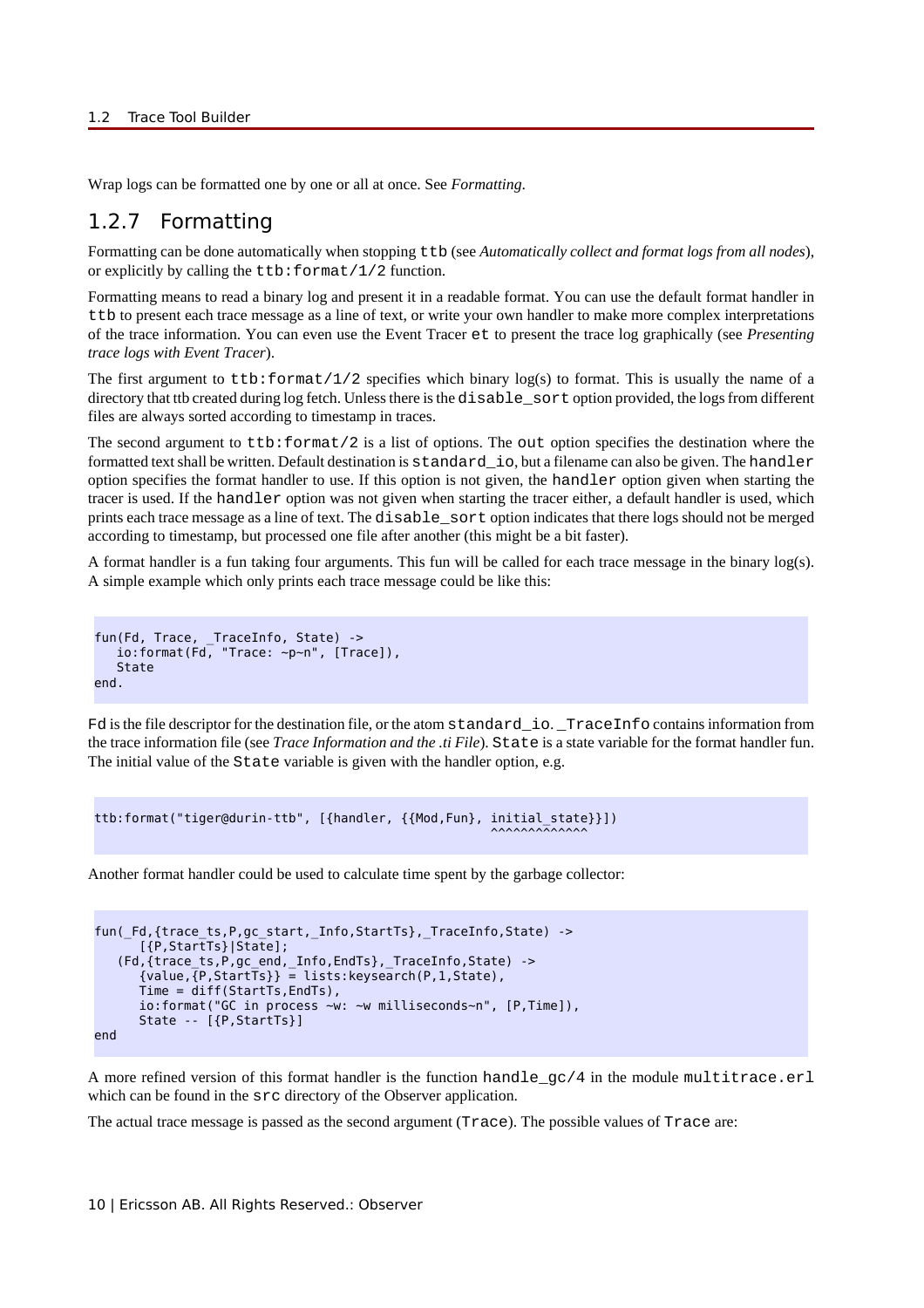Wrap logs can be formatted one by one or all at once. See *Formatting*.

## 1.2.7 Formatting

Formatting can be done automatically when stopping ttb (see *Automatically collect and format logs from all nodes*), or explicitly by calling the ttb:format/1/2 function.

Formatting means to read a binary log and present it in a readable format. You can use the default format handler in ttb to present each trace message as a line of text, or write your own handler to make more complex interpretations of the trace information. You can even use the Event Tracer et to present the trace log graphically (see *Presenting trace logs with Event Tracer*).

The first argument to ttb:format/1/2 specifies which binary log(s) to format. This is usually the name of a directory that ttb created during log fetch. Unless there is the disable_sort option provided, the logs from different files are always sorted according to timestamp in traces.

The second argument to ttb:format/2 is a list of options. The out option specifies the destination where the formatted text shall be written. Default destination is standard_io, but a filename can also be given. The handler option specifies the format handler to use. If this option is not given, the handler option given when starting the tracer is used. If the handler option was not given when starting the tracer either, a default handler is used, which prints each trace message as a line of text. The disable_sort option indicates that there logs should not be merged according to timestamp, but processed one file after another (this might be a bit faster).

A format handler is a fun taking four arguments. This fun will be called for each trace message in the binary log(s). A simple example which only prints each trace message could be like this:

```
fun(Fd, Trace, _TraceInfo, State) ->
   io:format(Fd, "Trace: ~p~n", [Trace]),
   State
end.
```

Fd is the file descriptor for the destination file, or the atom standard_io. _TraceInfo contains information from the trace information file (see *Trace Information and the .ti File*). State is a state variable for the format handler fun. The initial value of the State variable is given with the handler option, e.g.

```
ttb:format("tiger@durin-ttb", [{handler, {{Mod,Fun}, initial_state}}])
                                                     ^^^^^^^^^^^^^
```

Another format handler could be used to calculate time spent by the garbage collector:

```
fun(_Fd,{trace_ts,P,gc_start,_Info,StartTs},_TraceInfo,State) ->
      [{P,StartTs}|State];
   (Fd,{trace_ts,P,gc_end,_Info,EndTs},_TraceInfo,State) ->
      {value,{P,StartTs}} = lists:keysearch(P,1,State),
      Time = diff(StartTs,EndTs),
      io:format("GC in process ~w: ~w milliseconds~n", [P,Time]),
      State -- [{P,StartTs}]
end
```

A more refined version of this format handler is the function handle_gc/4 in the module multitrace.erl which can be found in the src directory of the Observer application.

The actual trace message is passed as the second argument (Trace). The possible values of Trace are: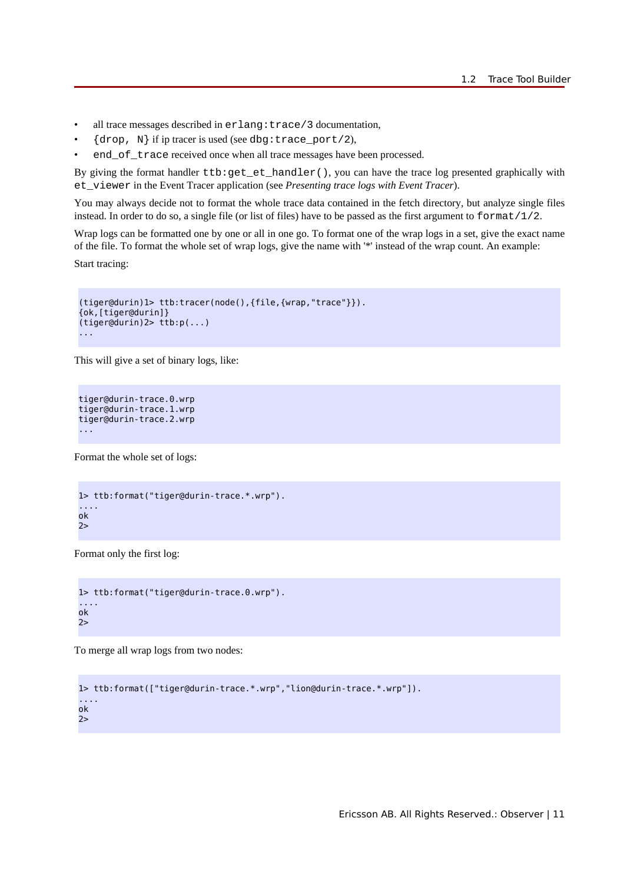- all trace messages described in `erlang:trace/3` documentation,
- `{drop, N}` if ip tracer is used (see `dbg:trace_port/2`),
- `end_of_trace` received once when all trace messages have been processed.

By giving the format handler `ttb:get_et_handler()`, you can have the trace log presented graphically with `et_viewer` in the Event Tracer application (see *Presenting trace logs with Event Tracer*).

You may always decide not to format the whole trace data contained in the fetch directory, but analyze single files instead. In order to do so, a single file (or list of files) have to be passed as the first argument to `format/1/2`.

Wrap logs can be formatted one by one or all in one go. To format one of the wrap logs in a set, give the exact name of the file. To format the whole set of wrap logs, give the name with '*' instead of the wrap count. An example:

Start tracing:

```
(tiger@durin)1> ttb:tracer(node(),{file,{wrap,"trace"}}).
{ok,[tiger@durin]}
(tiger@durin)2> ttb:p(...)
...
```

This will give a set of binary logs, like:

```
tiger@durin-trace.0.wrp
tiger@durin-trace.1.wrp
tiger@durin-trace.2.wrp
...
```

Format the whole set of logs:

```
1> ttb:format("tiger@durin-trace.*.wrp").
....
ok
2>
```

Format only the first log:

```
1> ttb:format("tiger@durin-trace.0.wrp").
....
ok
2>
```

To merge all wrap logs from two nodes:

```
1> ttb:format(["tiger@durin-trace.*.wrp","lion@durin-trace.*.wrp"]).
....
ok
2>
```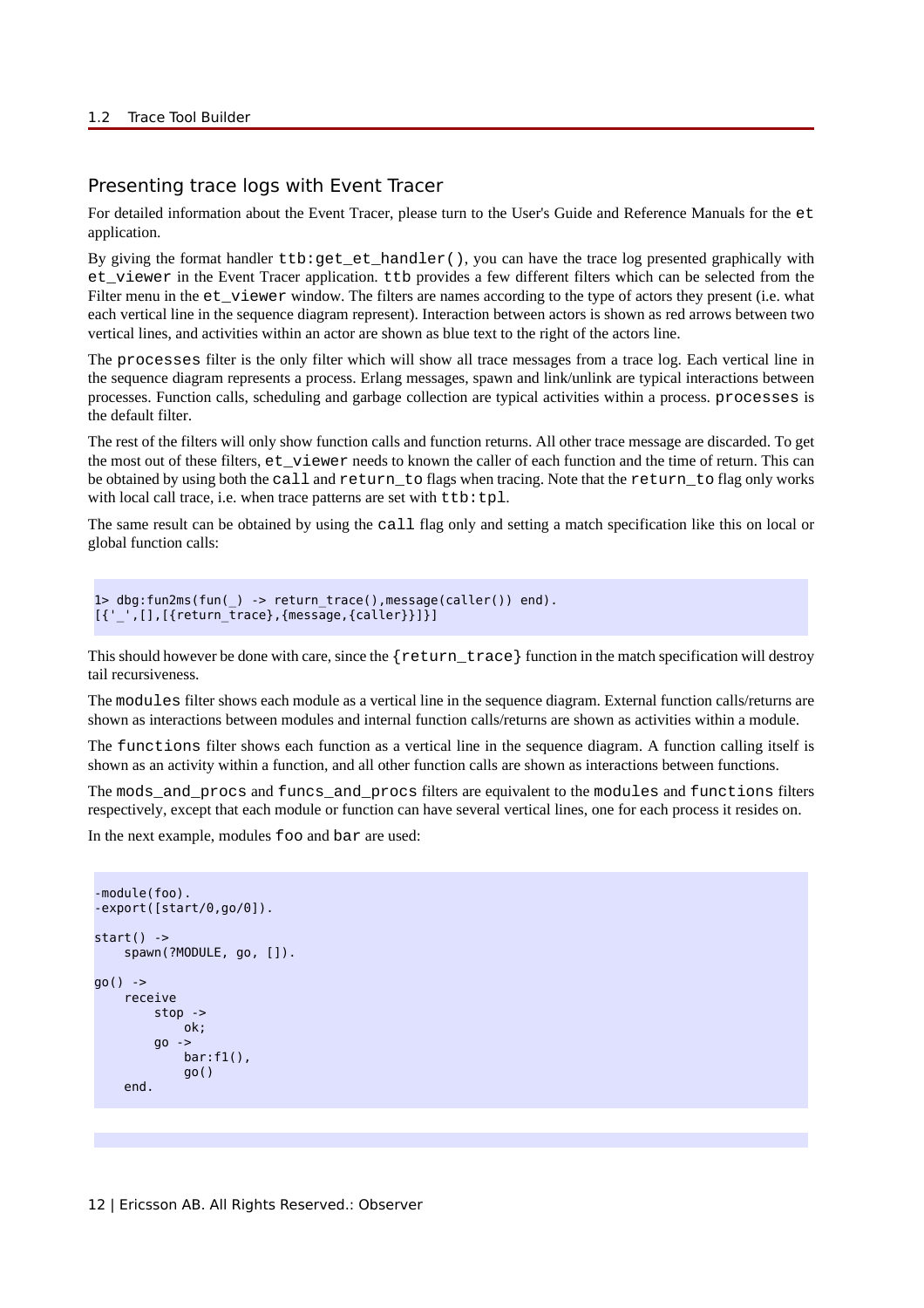## Presenting trace logs with Event Tracer

For detailed information about the Event Tracer, please turn to the User's Guide and Reference Manuals for the `et` application.

By giving the format handler `ttb:get_et_handler()`, you can have the trace log presented graphically with `et_viewer` in the Event Tracer application. `ttb` provides a few different filters which can be selected from the Filter menu in the `et_viewer` window. The filters are names according to the type of actors they present (i.e. what each vertical line in the sequence diagram represent). Interaction between actors is shown as red arrows between two vertical lines, and activities within an actor are shown as blue text to the right of the actors line.

The `processes` filter is the only filter which will show all trace messages from a trace log. Each vertical line in the sequence diagram represents a process. Erlang messages, spawn and link/unlink are typical interactions between processes. Function calls, scheduling and garbage collection are typical activities within a process. `processes` is the default filter.

The rest of the filters will only show function calls and function returns. All other trace message are discarded. To get the most out of these filters, `et_viewer` needs to known the caller of each function and the time of return. This can be obtained by using both the `call` and `return_to` flags when tracing. Note that the `return_to` flag only works with local call trace, i.e. when trace patterns are set with `ttb:tpl`.

The same result can be obtained by using the `call` flag only and setting a match specification like this on local or global function calls:

```
1> dbg:fun2ms(fun(_) -> return_trace(),message(caller()) end).
[{'_',[],[{return_trace},{message,{caller}}]}]
```

This should however be done with care, since the `{return_trace}` function in the match specification will destroy tail recursiveness.

The `modules` filter shows each module as a vertical line in the sequence diagram. External function calls/returns are shown as interactions between modules and internal function calls/returns are shown as activities within a module.

The `functions` filter shows each function as a vertical line in the sequence diagram. A function calling itself is shown as an activity within a function, and all other function calls are shown as interactions between functions.

The `mods_and_procs` and `funcs_and_procs` filters are equivalent to the `modules` and `functions` filters respectively, except that each module or function can have several vertical lines, one for each process it resides on.

In the next example, modules `foo` and `bar` are used:

```
-module(foo).
-export([start/0,go/0]).

start() ->
    spawn(?MODULE, go, []).

go() ->
    receive
        stop ->
            ok;
        go ->
            bar:f1(),
            go()
    end.
```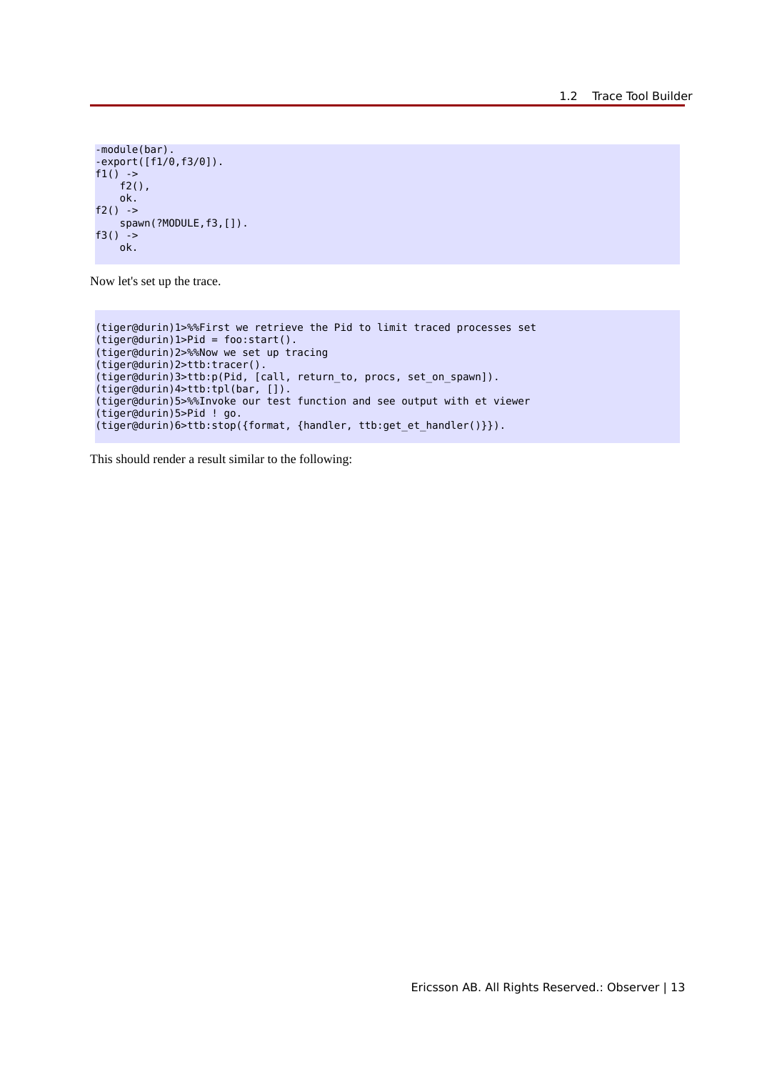```
-module(bar).
-export([f1/0,f3/0]).
f1() ->
    f2(),
    ok.
f2() ->
    spawn(?MODULE,f3,[]).
f3() ->
    ok.
```

Now let's set up the trace.

```
(tiger@durin)1>%%First we retrieve the Pid to limit traced processes set
(tiger@durin)1>Pid = foo:start().
(tiger@durin)2>%%Now we set up tracing
(tiger@durin)2>ttb:tracer().
(tiger@durin)3>ttb:p(Pid, [call, return_to, procs, set_on_spawn]).
(tiger@durin)4>ttb:tpl(bar, []).
(tiger@durin)5>%%Invoke our test function and see output with et viewer
(tiger@durin)5>Pid ! go.
(tiger@durin)6>ttb:stop({format, {handler, ttb:get_et_handler()}}).
```

This should render a result similar to the following: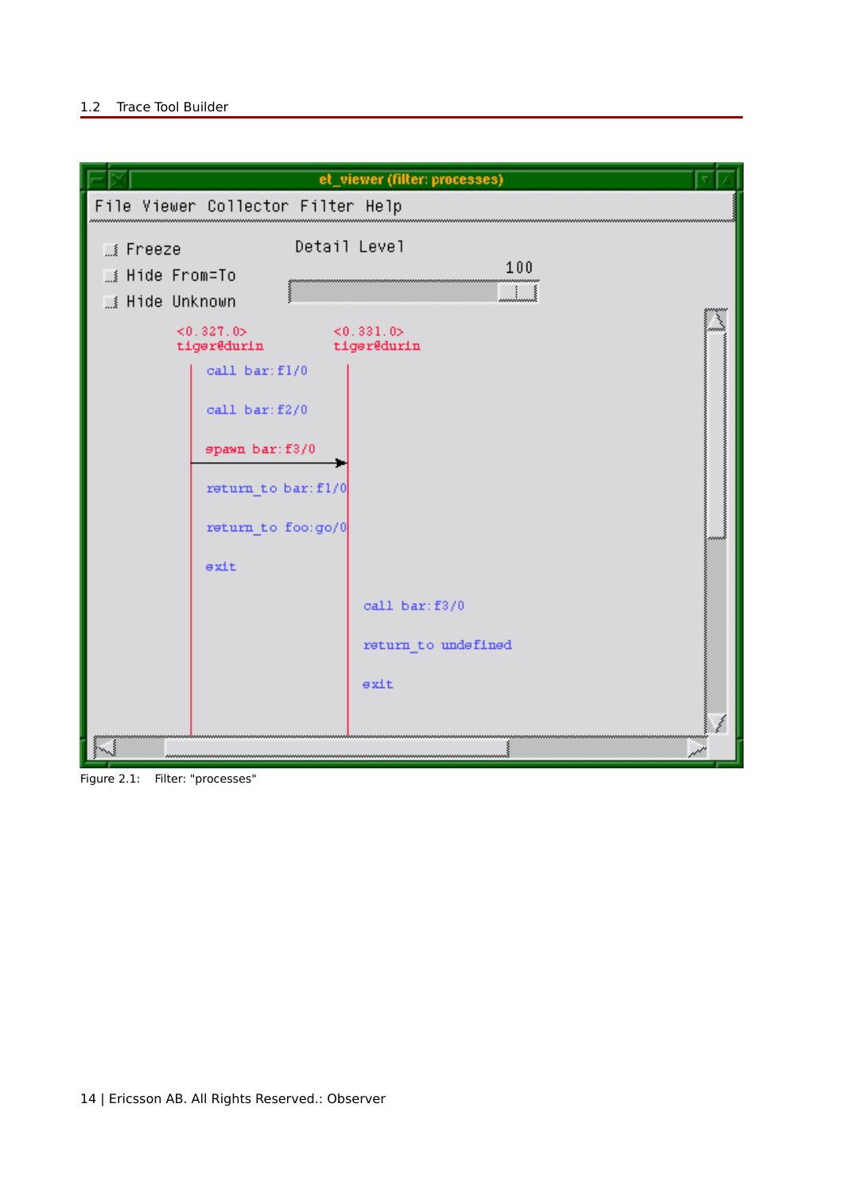Figure 2.1: Filter: "processes"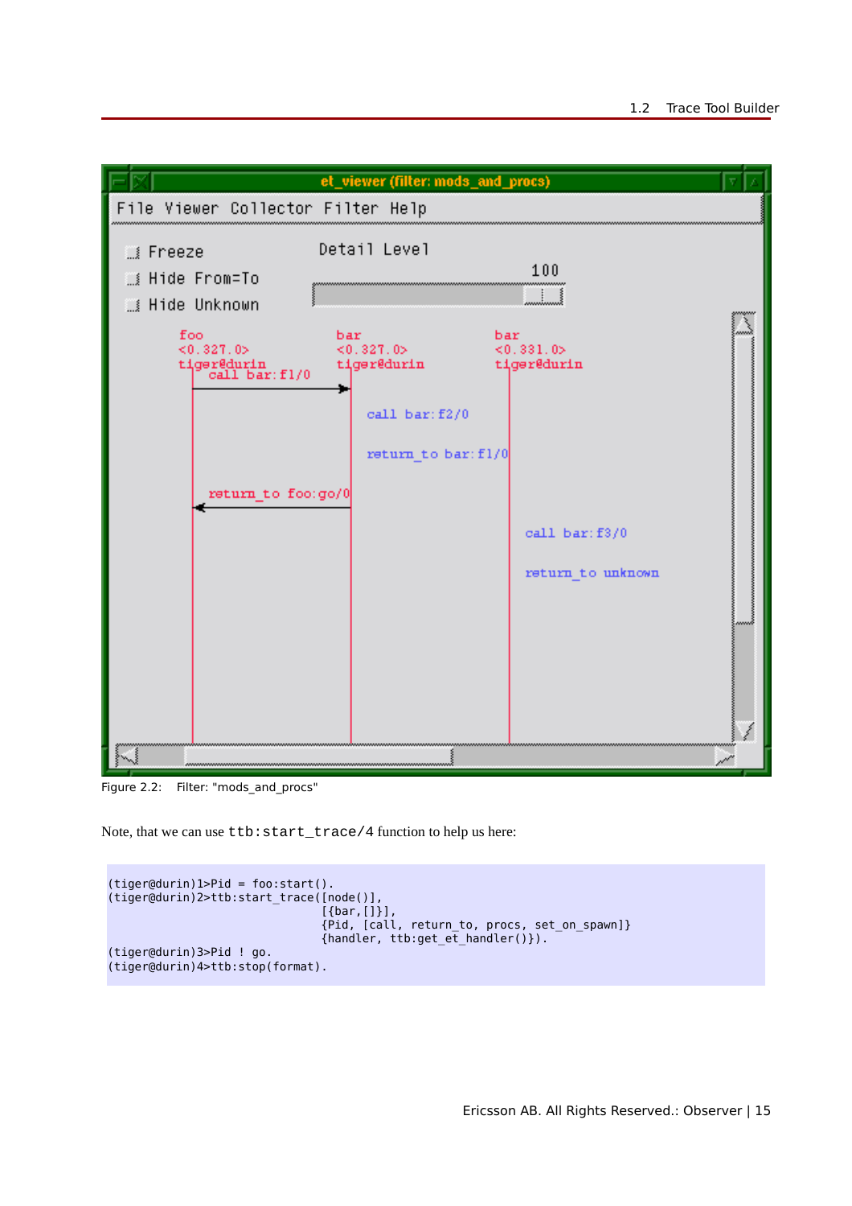Figure 2.2: Filter: "mods_and_procs"

Note, that we can use `ttb:start_trace/4` function to help us here:

```
(tiger@durin)1>Pid = foo:start().
(tiger@durin)2>ttb:start_trace([node()],
                               [{bar,[]}],
                               {Pid, [call, return_to, procs, set_on_spawn]}
                               {handler, ttb:get_et_handler()}).
(tiger@durin)3>Pid ! go.
(tiger@durin)4>ttb:stop(format).
```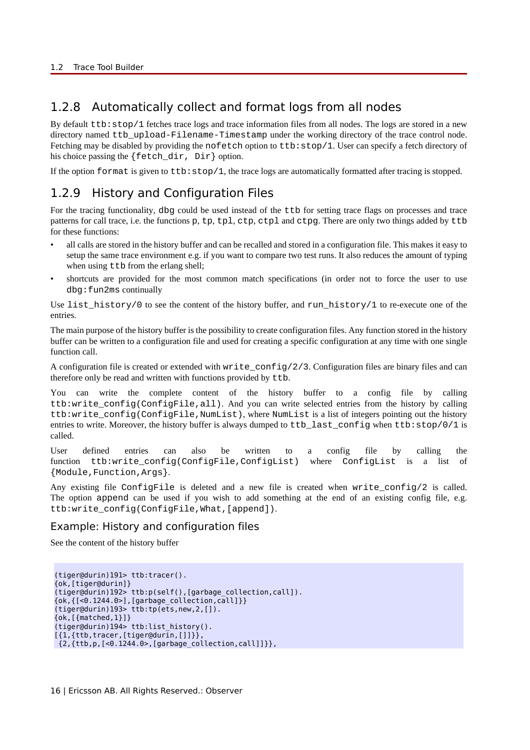## 1.2.8 Automatically collect and format logs from all nodes

By default `ttb:stop/1` fetches trace logs and trace information files from all nodes. The logs are stored in a new directory named `ttb_upload-Filename-Timestamp` under the working directory of the trace control node. Fetching may be disabled by providing the `nofetch` option to `ttb:stop/1`. User can specify a fetch directory of his choice passing the `{fetch_dir, Dir}` option.

If the option `format` is given to `ttb:stop/1`, the trace logs are automatically formatted after tracing is stopped.

## 1.2.9 History and Configuration Files

For the tracing functionality, `dbg` could be used instead of the `ttb` for setting trace flags on processes and trace patterns for call trace, i.e. the functions `p`, `tp`, `tpl`, `ctp`, `ctpl` and `ctpg`. There are only two things added by `ttb` for these functions:

- all calls are stored in the history buffer and can be recalled and stored in a configuration file. This makes it easy to setup the same trace environment e.g. if you want to compare two test runs. It also reduces the amount of typing when using `ttb` from the erlang shell;
- shortcuts are provided for the most common match specifications (in order not to force the user to use `dbg:fun2ms` continually

Use `list_history/0` to see the content of the history buffer, and `run_history/1` to re-execute one of the entries.

The main purpose of the history buffer is the possibility to create configuration files. Any function stored in the history buffer can be written to a configuration file and used for creating a specific configuration at any time with one single function call.

A configuration file is created or extended with `write_config/2/3`. Configuration files are binary files and can therefore only be read and written with functions provided by `ttb`.

You can write the complete content of the history buffer to a config file by calling `ttb:write_config(ConfigFile,all)`. And you can write selected entries from the history by calling `ttb:write_config(ConfigFile,NumList)`, where `NumList` is a list of integers pointing out the history entries to write. Moreover, the history buffer is always dumped to `ttb_last_config` when `ttb:stop/0/1` is called.

User defined entries can also be written to a config file by calling the function `ttb:write_config(ConfigFile,ConfigList)` where `ConfigList` is a list of `{Module,Function,Args}`.

Any existing file `ConfigFile` is deleted and a new file is created when `write_config/2` is called. The option `append` can be used if you wish to add something at the end of an existing config file, e.g. `ttb:write_config(ConfigFile,What,[append])`.

### Example: History and configuration files

See the content of the history buffer

```
(tiger@durin)191> ttb:tracer().
{ok,[tiger@durin]}
(tiger@durin)192> ttb:p(self(),[garbage_collection,call]).
{ok,{[<0.1244.0>],[garbage_collection,call]}}
(tiger@durin)193> ttb:tp(ets,new,2,[]).
{ok,[{matched,1}]}
(tiger@durin)194> ttb:list_history().
[{1,{ttb,tracer,[tiger@durin,[]]}},
 {2,{ttb,p,[<0.1244.0>,[garbage_collection,call]]}},
```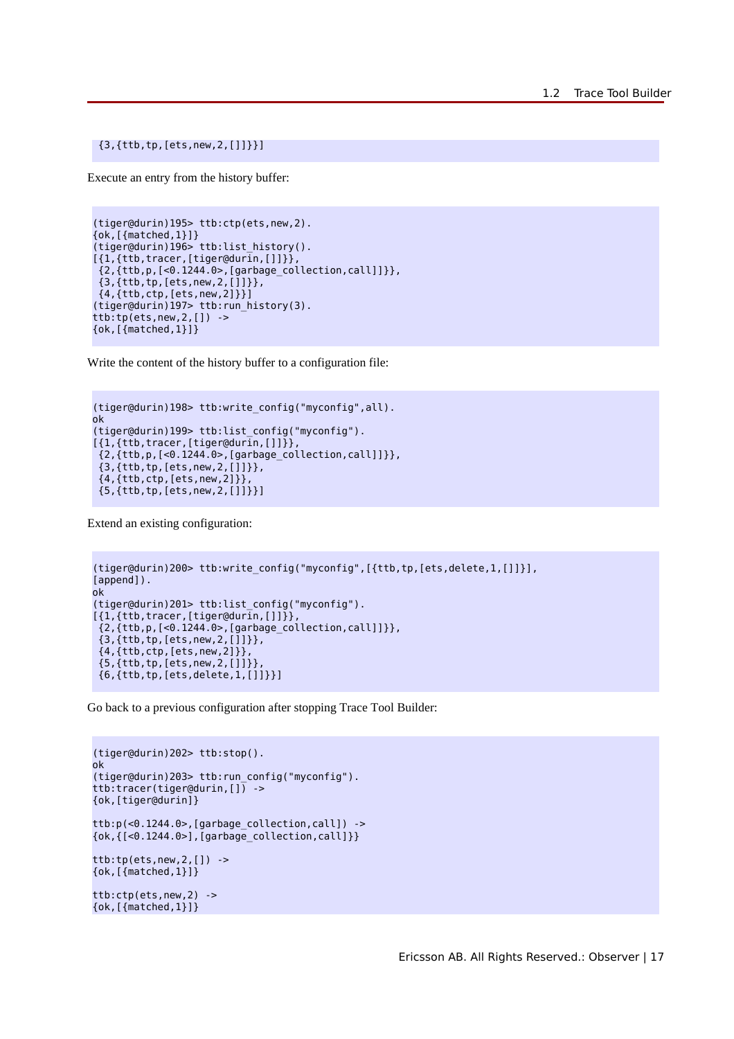```
 {3,{ttb,tp,[ets,new,2,[]]}}]
```

Execute an entry from the history buffer:

```
(tiger@durin)195> ttb:ctp(ets,new,2).
{ok,[{matched,1}]}
(tiger@durin)196> ttb:list_history().
[{1,{ttb,tracer,[tiger@durin,[]]}},
 {2,{ttb,p,[<0.1244.0>,[garbage_collection,call]]}},
 {3,{ttb,tp,[ets,new,2,[]]}},
 {4,{ttb,ctp,[ets,new,2]}}]
(tiger@durin)197> ttb:run_history(3).
ttb:tp(ets,new,2,[]) ->
{ok,[{matched,1}]}
```

Write the content of the history buffer to a configuration file:

```
(tiger@durin)198> ttb:write_config("myconfig",all).
ok
(tiger@durin)199> ttb:list_config("myconfig").
[{1,{ttb,tracer,[tiger@durin,[]]}},
 {2,{ttb,p,[<0.1244.0>,[garbage_collection,call]]}},
 {3,{ttb,tp,[ets,new,2,[]]}},
 {4,{ttb,ctp,[ets,new,2]}},
 {5,{ttb,tp,[ets,new,2,[]]}}]
```

Extend an existing configuration:

```
(tiger@durin)200> ttb:write_config("myconfig",[{ttb,tp,[ets,delete,1,[]]}],
[append]).
ok
(tiger@durin)201> ttb:list_config("myconfig").
[{1,{ttb,tracer,[tiger@durin,[]]}},
 {2,{ttb,p,[<0.1244.0>,[garbage_collection,call]]}},
 {3,{ttb,tp,[ets,new,2,[]]}},
 {4,{ttb,ctp,[ets,new,2]}},
 {5,{ttb,tp,[ets,new,2,[]]}},
 {6,{ttb,tp,[ets,delete,1,[]]}}]
```

Go back to a previous configuration after stopping Trace Tool Builder:

```
(tiger@durin)202> ttb:stop().
ok
(tiger@durin)203> ttb:run_config("myconfig").
ttb:tracer(tiger@durin,[]) ->
{ok,[tiger@durin]}

ttb:p(<0.1244.0>,[garbage_collection,call]) ->
{ok,{[<0.1244.0>],[garbage_collection,call]}}

ttb:tp(ets,new,2,[]) ->
{ok,[{matched,1}]}

ttb:ctp(ets,new,2) ->
{ok,[{matched,1}]}
```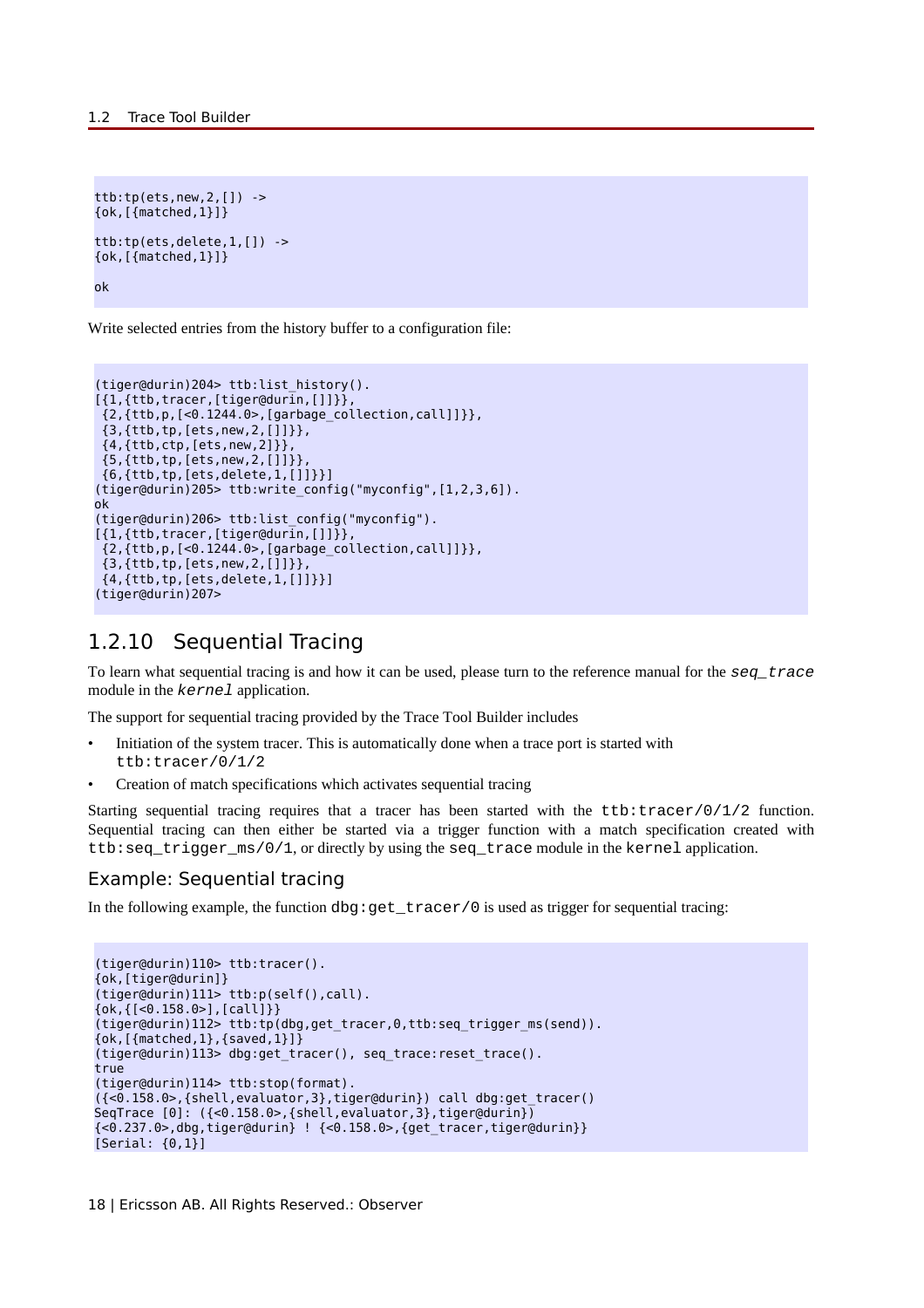```
ttb:tp(ets,new,2,[]) ->
{ok,[{matched,1}]}

ttb:tp(ets,delete,1,[]) ->
{ok,[{matched,1}]}

ok
```

Write selected entries from the history buffer to a configuration file:

```
(tiger@durin)204> ttb:list_history().
[{1,{ttb,tracer,[tiger@durin,[]]}},
 {2,{ttb,p,[<0.1244.0>,[garbage_collection,call]]}},
 {3,{ttb,tp,[ets,new,2,[]]}},
 {4,{ttb,ctp,[ets,new,2]}},
 {5,{ttb,tp,[ets,new,2,[]]}},
 {6,{ttb,tp,[ets,delete,1,[]]}}]
(tiger@durin)205> ttb:write_config("myconfig",[1,2,3,6]).
ok
(tiger@durin)206> ttb:list_config("myconfig").
[{1,{ttb,tracer,[tiger@durin,[]]}},
 {2,{ttb,p,[<0.1244.0>,[garbage_collection,call]]}},
 {3,{ttb,tp,[ets,new,2,[]]}},
 {4,{ttb,tp,[ets,delete,1,[]]}}]
(tiger@durin)207>
```

## 1.2.10 Sequential Tracing

To learn what sequential tracing is and how it can be used, please turn to the reference manual for the *seq_trace* module in the *kernel* application.

The support for sequential tracing provided by the Trace Tool Builder includes

- Initiation of the system tracer. This is automatically done when a trace port is started with `ttb:tracer/0/1/2`
- Creation of match specifications which activates sequential tracing

Starting sequential tracing requires that a tracer has been started with the `ttb:tracer/0/1/2` function. Sequential tracing can then either be started via a trigger function with a match specification created with `ttb:seq_trigger_ms/0/1`, or directly by using the `seq_trace` module in the `kernel` application.

### Example: Sequential tracing

In the following example, the function `dbg:get_tracer/0` is used as trigger for sequential tracing:

```
(tiger@durin)110> ttb:tracer().
{ok,[tiger@durin]}
(tiger@durin)111> ttb:p(self(),call).
{ok,{[<0.158.0>],[call]}}
(tiger@durin)112> ttb:tp(dbg,get_tracer,0,ttb:seq_trigger_ms(send)).
{ok,[{matched,1},{saved,1}]}
(tiger@durin)113> dbg:get_tracer(), seq_trace:reset_trace().
true
(tiger@durin)114> ttb:stop(format).
({<0.158.0>,{shell,evaluator,3},tiger@durin}) call dbg:get_tracer()
SeqTrace [0]: ({<0.158.0>,{shell,evaluator,3},tiger@durin})
{<0.237.0>,dbg,tiger@durin} ! {<0.158.0>,{get_tracer,tiger@durin}}
[Serial: {0,1}]
```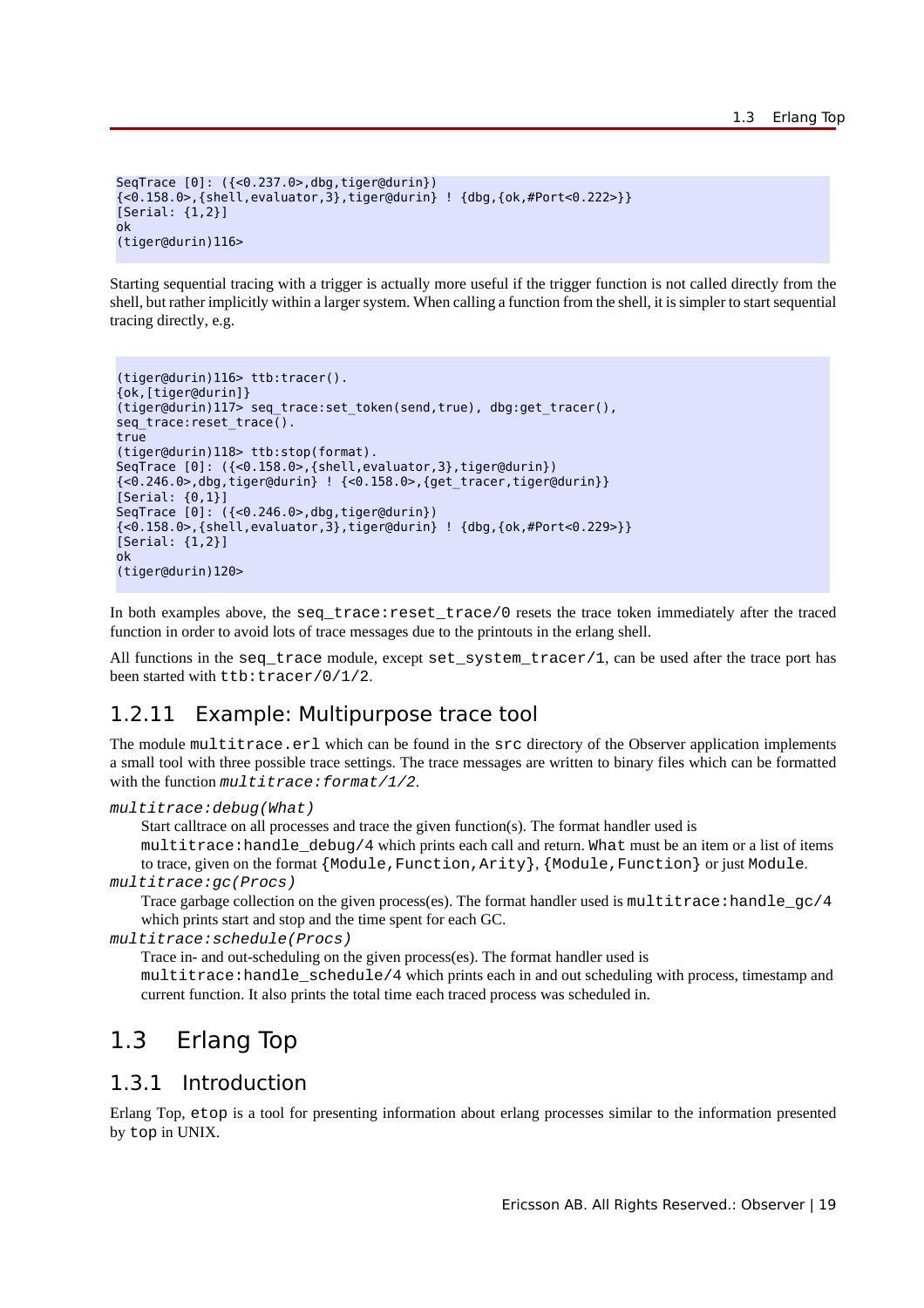```
SeqTrace [0]: ({<0.237.0>,dbg,tiger@durin})
{<0.158.0>,{shell,evaluator,3},tiger@durin} ! {dbg,{ok,#Port<0.222>}}
[Serial: {1,2}]
ok
(tiger@durin)116>
```

Starting sequential tracing with a trigger is actually more useful if the trigger function is not called directly from the shell, but rather implicitly within a larger system. When calling a function from the shell, it is simpler to start sequential tracing directly, e.g.

```
(tiger@durin)116> ttb:tracer().
{ok,[tiger@durin]}
(tiger@durin)117> seq_trace:set_token(send,true), dbg:get_tracer(),
seq_trace:reset_trace().
true
(tiger@durin)118> ttb:stop(format).
SeqTrace [0]: ({<0.158.0>,{shell,evaluator,3},tiger@durin})
{<0.246.0>,dbg,tiger@durin} ! {<0.158.0>,{get_tracer,tiger@durin}}
[Serial: {0,1}]
SeqTrace [0]: ({<0.246.0>,dbg,tiger@durin})
{<0.158.0>,{shell,evaluator,3},tiger@durin} ! {dbg,{ok,#Port<0.229>}}
[Serial: {1,2}]
ok
(tiger@durin)120>
```

In both examples above, the `seq_trace:reset_trace/0` resets the trace token immediately after the traced function in order to avoid lots of trace messages due to the printouts in the erlang shell.

All functions in the `seq_trace` module, except `set_system_tracer/1`, can be used after the trace port has been started with `ttb:tracer/0/1/2`.

## 1.2.11 Example: Multipurpose trace tool

The module `multitrace.erl` which can be found in the `src` directory of the Observer application implements a small tool with three possible trace settings. The trace messages are written to binary files which can be formatted with the function *`multitrace:format/1/2`*.

*`multitrace:debug(What)`*

Start calltrace on all processes and trace the given function(s). The format handler used is `multitrace:handle_debug/4` which prints each call and return. `What` must be an item or a list of items to trace, given on the format `{Module,Function,Arity}`, `{Module,Function}` or just `Module`.

*`multitrace:gc(Procs)`*

Trace garbage collection on the given process(es). The format handler used is `multitrace:handle_gc/4` which prints start and stop and the time spent for each GC.

*`multitrace:schedule(Procs)`*

Trace in- and out-scheduling on the given process(es). The format handler used is `multitrace:handle_schedule/4` which prints each in and out scheduling with process, timestamp and current function. It also prints the total time each traced process was scheduled in.

# 1.3 Erlang Top

## 1.3.1 Introduction

Erlang Top, `etop` is a tool for presenting information about erlang processes similar to the information presented by `top` in UNIX.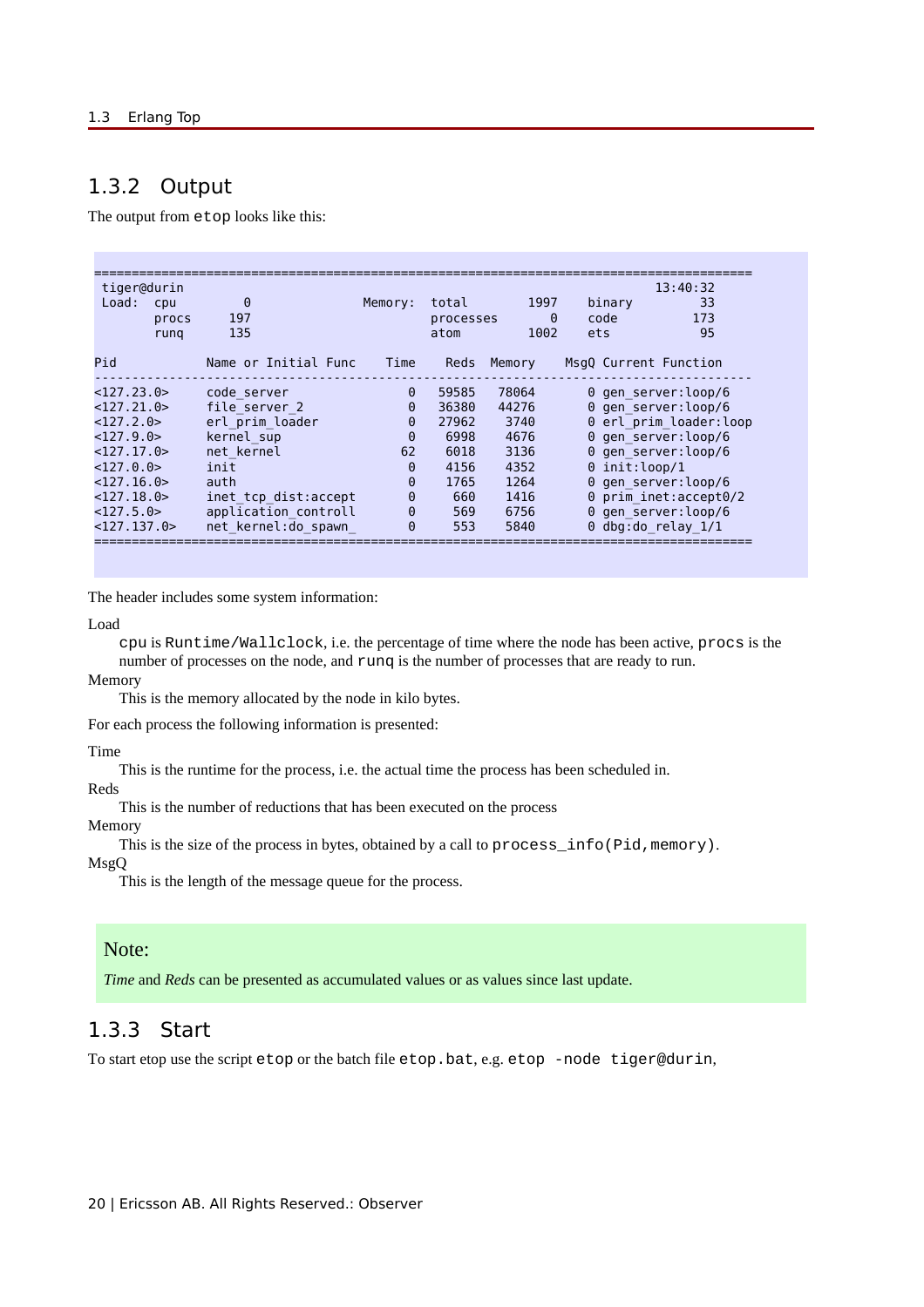### 1.3.2 Output

The output from `etop` looks like this:

```
========================================================================================
 tiger@durin                                                                   13:40:32
 Load:  cpu         0               Memory:  total        1997    binary          33
        procs     197                        processes       0    code           173
        runq      135                        atom         1002    ets             95

Pid            Name or Initial Func    Time    Reds  Memory    MsgQ Current Function
----------------------------------------------------------------------------------------
<127.23.0>     code_server                0   59585   78064       0 gen_server:loop/6
<127.21.0>     file_server_2              0   36380   44276       0 gen_server:loop/6
<127.2.0>      erl_prim_loader            0   27962    3740       0 erl_prim_loader:loop
<127.9.0>      kernel_sup                 0    6998    4676       0 gen_server:loop/6
<127.17.0>     net_kernel                62    6018    3136       0 gen_server:loop/6
<127.0.0>      init                       0    4156    4352       0 init:loop/1
<127.16.0>     auth                       0    1765    1264       0 gen_server:loop/6
<127.18.0>     inet_tcp_dist:accept       0     660    1416       0 prim_inet:accept0/2
<127.5.0>      application_controll       0     569    6756       0 gen_server:loop/6
<127.137.0>    net_kernel:do_spawn_       0     553    5840       0 dbg:do_relay_1/1
========================================================================================
```

The header includes some system information:

Load
: `cpu` is `Runtime/Wallclock`, i.e. the percentage of time where the node has been active, `procs` is the number of processes on the node, and `runq` is the number of processes that are ready to run.

Memory
: This is the memory allocated by the node in kilo bytes.

For each process the following information is presented:

Time
: This is the runtime for the process, i.e. the actual time the process has been scheduled in.

Reds
: This is the number of reductions that has been executed on the process

Memory
: This is the size of the process in bytes, obtained by a call to `process_info(Pid,memory)`.

MsgQ
: This is the length of the message queue for the process.

> **Note:**
>
> *Time* and *Reds* can be presented as accumulated values or as values since last update.

### 1.3.3 Start

To start etop use the script `etop` or the batch file `etop.bat`, e.g. `etop -node tiger@durin`,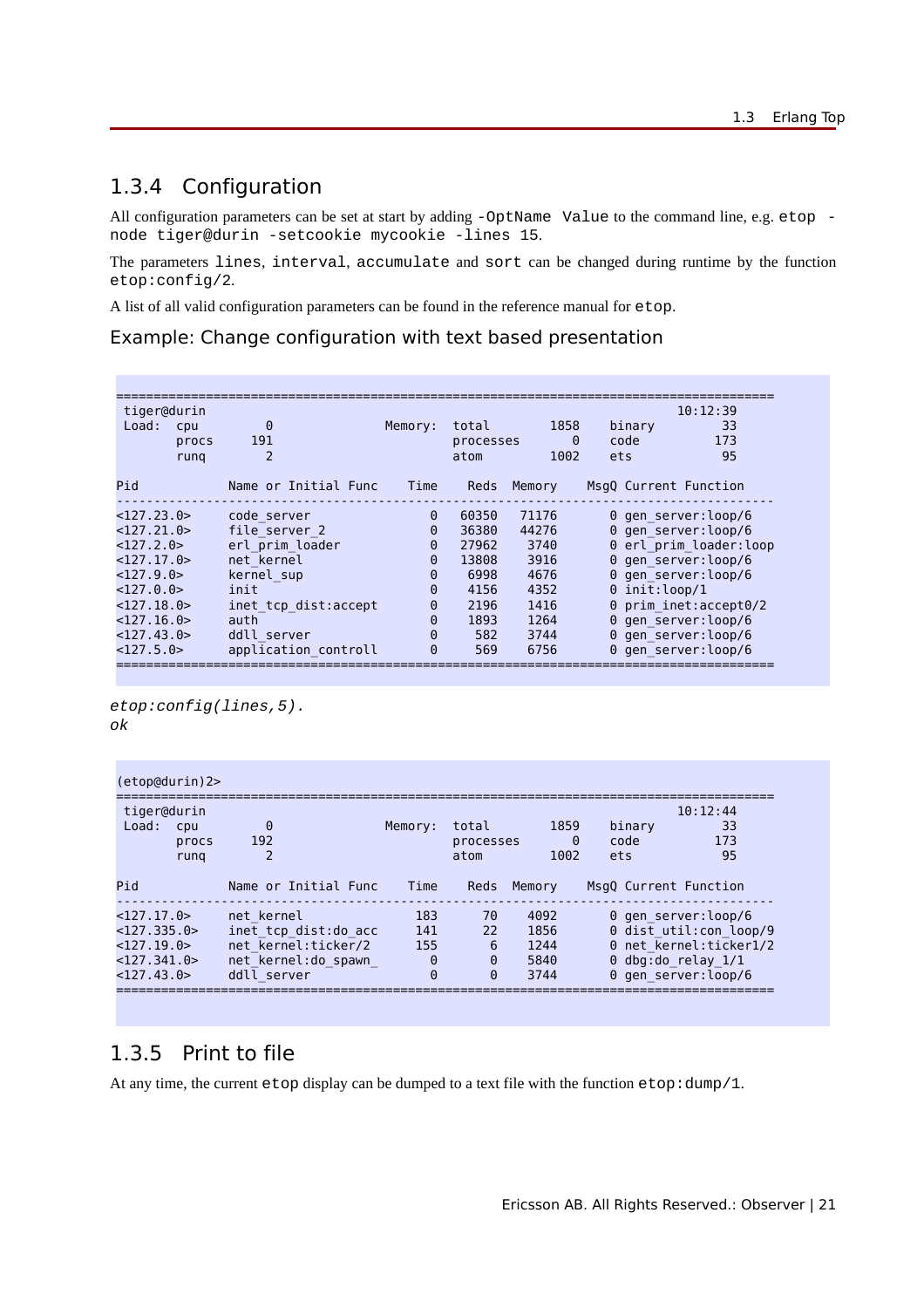## 1.3.4 Configuration

All configuration parameters can be set at start by adding `-OptName Value` to the command line, e.g. `etop -node tiger@durin -setcookie mycookie -lines 15`.

The parameters `lines`, `interval`, `accumulate` and `sort` can be changed during runtime by the function `etop:config/2`.

A list of all valid configuration parameters can be found in the reference manual for `etop`.

### Example: Change configuration with text based presentation

```
========================================================================================
 tiger@durin                                                               10:12:39
 Load:  cpu         0               Memory:  total        1858    binary          33
        procs     191                        processes       0    code           173
        runq        2                        atom         1002    ets             95

Pid            Name or Initial Func    Time    Reds  Memory    MsgQ Current Function
----------------------------------------------------------------------------------------
<127.23.0>     code_server                0   60350   71176       0 gen_server:loop/6
<127.21.0>     file_server_2              0   36380   44276       0 gen_server:loop/6
<127.2.0>      erl_prim_loader            0   27962    3740       0 erl_prim_loader:loop
<127.17.0>     net_kernel                 0   13808    3916       0 gen_server:loop/6
<127.9.0>      kernel_sup                 0    6998    4676       0 gen_server:loop/6
<127.0.0>      init                       0    4156    4352       0 init:loop/1
<127.18.0>     inet_tcp_dist:accept       0    2196    1416       0 prim_inet:accept0/2
<127.16.0>     auth                       0    1893    1264       0 gen_server:loop/6
<127.43.0>     ddll_server                0     582    3744       0 gen_server:loop/6
<127.5.0>      application_controll       0     569    6756       0 gen_server:loop/6
========================================================================================
```

*etop:config(lines,5).*
*ok*

```
(etop@durin)2>
========================================================================================
 tiger@durin                                                               10:12:44
 Load:  cpu         0               Memory:  total        1859    binary          33
        procs     192                        processes       0    code           173
        runq        2                        atom         1002    ets             95

Pid            Name or Initial Func    Time    Reds  Memory    MsgQ Current Function
----------------------------------------------------------------------------------------
<127.17.0>     net_kernel               183      70    4092       0 gen_server:loop/6
<127.335.0>    inet_tcp_dist:do_acc     141      22    1856       0 dist_util:con_loop/9
<127.19.0>     net_kernel:ticker/2      155       6    1244       0 net_kernel:ticker1/2
<127.341.0>    net_kernel:do_spawn_       0       0    5840       0 dbg:do_relay_1/1
<127.43.0>     ddll_server                0       0    3744       0 gen_server:loop/6
========================================================================================
```

## 1.3.5 Print to file

At any time, the current `etop` display can be dumped to a text file with the function `etop:dump/1`.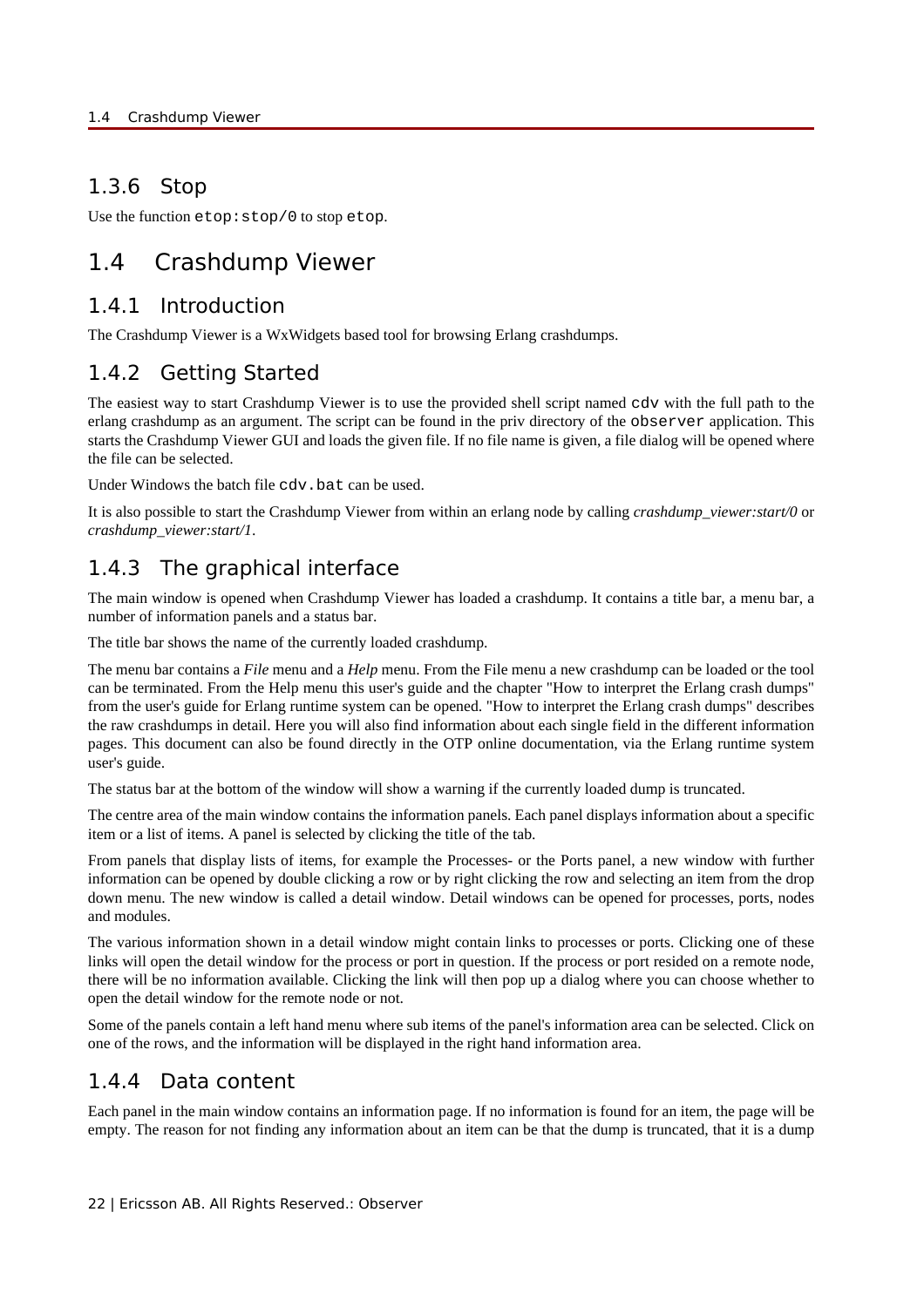### 1.3.6 Stop

Use the function `etop:stop/0` to stop `etop`.

## 1.4 Crashdump Viewer

### 1.4.1 Introduction

The Crashdump Viewer is a WxWidgets based tool for browsing Erlang crashdumps.

### 1.4.2 Getting Started

The easiest way to start Crashdump Viewer is to use the provided shell script named `cdv` with the full path to the erlang crashdump as an argument. The script can be found in the priv directory of the `observer` application. This starts the Crashdump Viewer GUI and loads the given file. If no file name is given, a file dialog will be opened where the file can be selected.

Under Windows the batch file `cdv.bat` can be used.

It is also possible to start the Crashdump Viewer from within an erlang node by calling *crashdump_viewer:start/0* or *crashdump_viewer:start/1*.

### 1.4.3 The graphical interface

The main window is opened when Crashdump Viewer has loaded a crashdump. It contains a title bar, a menu bar, a number of information panels and a status bar.

The title bar shows the name of the currently loaded crashdump.

The menu bar contains a *File* menu and a *Help* menu. From the File menu a new crashdump can be loaded or the tool can be terminated. From the Help menu this user's guide and the chapter "How to interpret the Erlang crash dumps" from the user's guide for Erlang runtime system can be opened. "How to interpret the Erlang crash dumps" describes the raw crashdumps in detail. Here you will also find information about each single field in the different information pages. This document can also be found directly in the OTP online documentation, via the Erlang runtime system user's guide.

The status bar at the bottom of the window will show a warning if the currently loaded dump is truncated.

The centre area of the main window contains the information panels. Each panel displays information about a specific item or a list of items. A panel is selected by clicking the title of the tab.

From panels that display lists of items, for example the Processes- or the Ports panel, a new window with further information can be opened by double clicking a row or by right clicking the row and selecting an item from the drop down menu. The new window is called a detail window. Detail windows can be opened for processes, ports, nodes and modules.

The various information shown in a detail window might contain links to processes or ports. Clicking one of these links will open the detail window for the process or port in question. If the process or port resided on a remote node, there will be no information available. Clicking the link will then pop up a dialog where you can choose whether to open the detail window for the remote node or not.

Some of the panels contain a left hand menu where sub items of the panel's information area can be selected. Click on one of the rows, and the information will be displayed in the right hand information area.

### 1.4.4 Data content

Each panel in the main window contains an information page. If no information is found for an item, the page will be empty. The reason for not finding any information about an item can be that the dump is truncated, that it is a dump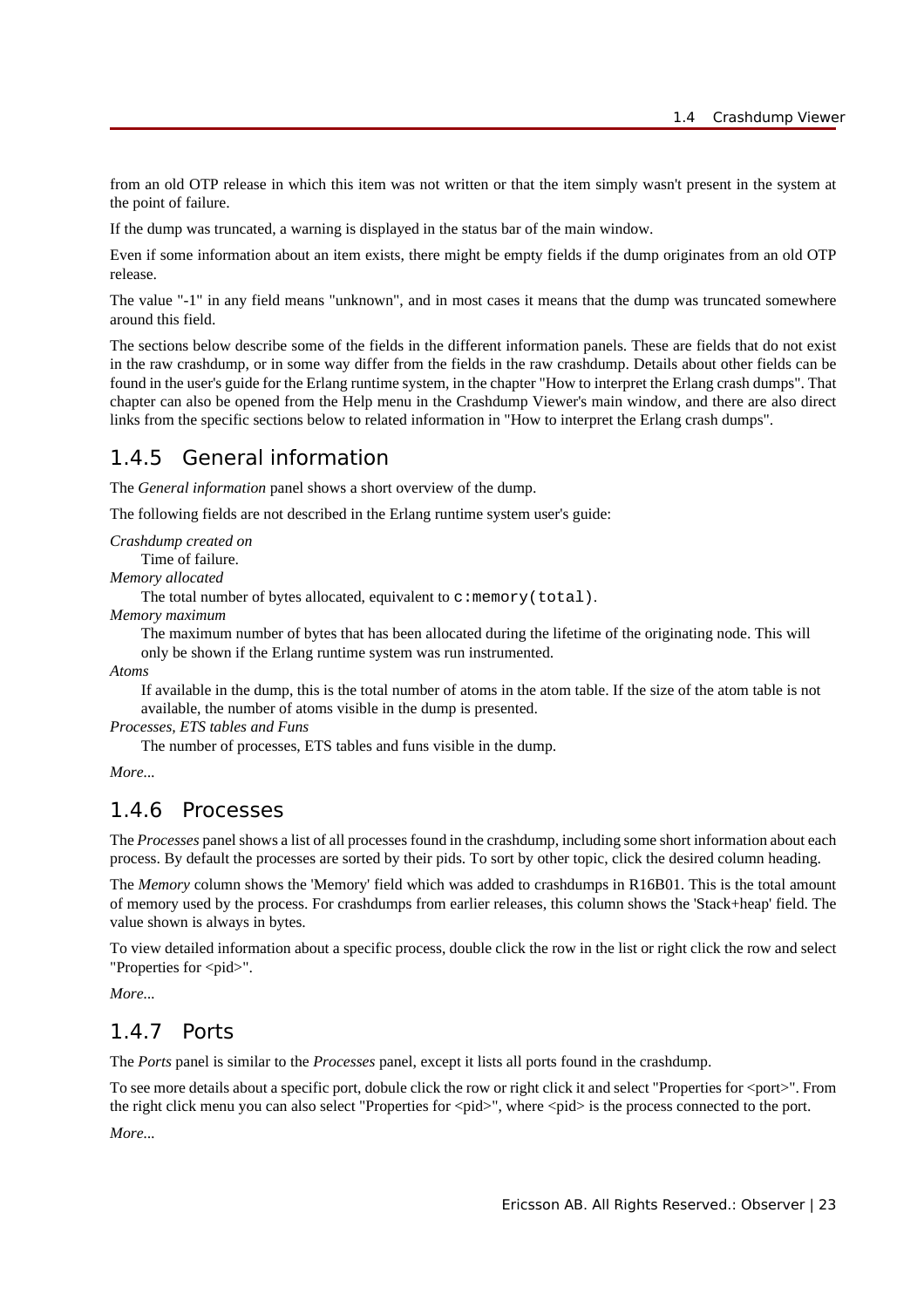from an old OTP release in which this item was not written or that the item simply wasn't present in the system at the point of failure.

If the dump was truncated, a warning is displayed in the status bar of the main window.

Even if some information about an item exists, there might be empty fields if the dump originates from an old OTP release.

The value "-1" in any field means "unknown", and in most cases it means that the dump was truncated somewhere around this field.

The sections below describe some of the fields in the different information panels. These are fields that do not exist in the raw crashdump, or in some way differ from the fields in the raw crashdump. Details about other fields can be found in the user's guide for the Erlang runtime system, in the chapter "How to interpret the Erlang crash dumps". That chapter can also be opened from the Help menu in the Crashdump Viewer's main window, and there are also direct links from the specific sections below to related information in "How to interpret the Erlang crash dumps".

## 1.4.5 General information

The *General information* panel shows a short overview of the dump.

The following fields are not described in the Erlang runtime system user's guide:

*Crashdump created on*
: Time of failure.

*Memory allocated*
: The total number of bytes allocated, equivalent to `c:memory(total)`.

*Memory maximum*
: The maximum number of bytes that has been allocated during the lifetime of the originating node. This will only be shown if the Erlang runtime system was run instrumented.

*Atoms*
: If available in the dump, this is the total number of atoms in the atom table. If the size of the atom table is not available, the number of atoms visible in the dump is presented.

*Processes, ETS tables and Funs*
: The number of processes, ETS tables and funs visible in the dump.

*More...*

## 1.4.6 Processes

The *Processes* panel shows a list of all processes found in the crashdump, including some short information about each process. By default the processes are sorted by their pids. To sort by other topic, click the desired column heading.

The *Memory* column shows the 'Memory' field which was added to crashdumps in R16B01. This is the total amount of memory used by the process. For crashdumps from earlier releases, this column shows the 'Stack+heap' field. The value shown is always in bytes.

To view detailed information about a specific process, double click the row in the list or right click the row and select "Properties for <pid>".

*More...*

## 1.4.7 Ports

The *Ports* panel is similar to the *Processes* panel, except it lists all ports found in the crashdump.

To see more details about a specific port, dobule click the row or right click it and select "Properties for <port>". From the right click menu you can also select "Properties for <pid>", where <pid> is the process connected to the port.

*More...*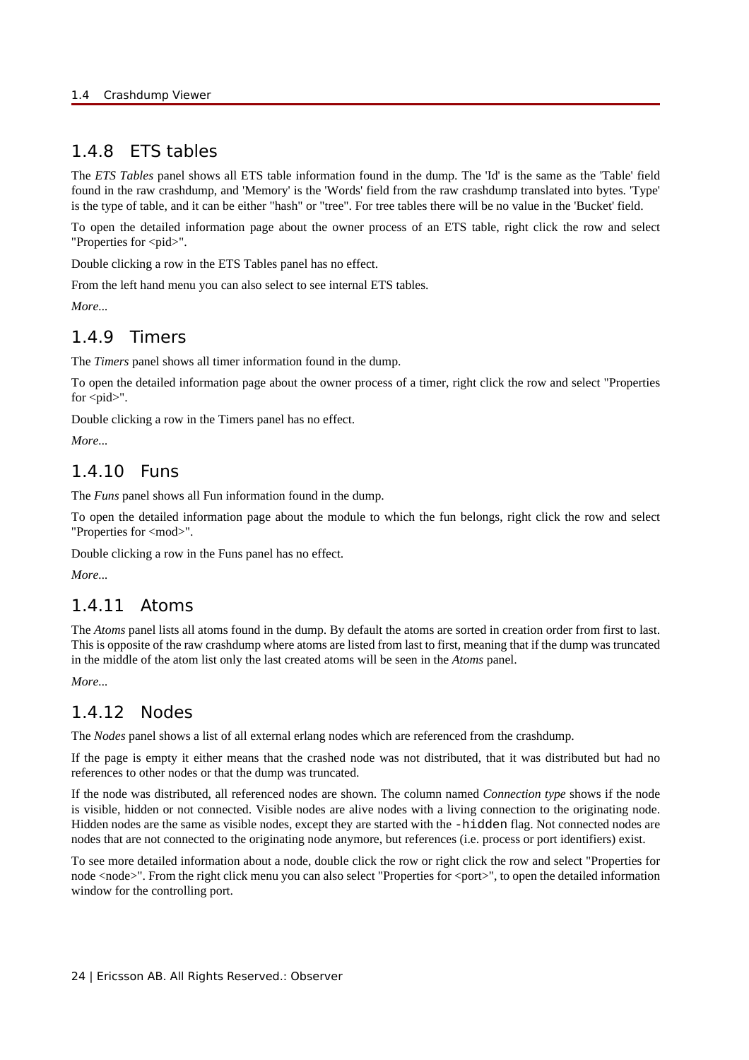## 1.4.8 ETS tables

The *ETS Tables* panel shows all ETS table information found in the dump. The 'Id' is the same as the 'Table' field found in the raw crashdump, and 'Memory' is the 'Words' field from the raw crashdump translated into bytes. 'Type' is the type of table, and it can be either "hash" or "tree". For tree tables there will be no value in the 'Bucket' field.

To open the detailed information page about the owner process of an ETS table, right click the row and select "Properties for <pid>".

Double clicking a row in the ETS Tables panel has no effect.

From the left hand menu you can also select to see internal ETS tables.

*More...*

## 1.4.9 Timers

The *Timers* panel shows all timer information found in the dump.

To open the detailed information page about the owner process of a timer, right click the row and select "Properties for <pid>".

Double clicking a row in the Timers panel has no effect.

*More...*

## 1.4.10 Funs

The *Funs* panel shows all Fun information found in the dump.

To open the detailed information page about the module to which the fun belongs, right click the row and select "Properties for <mod>".

Double clicking a row in the Funs panel has no effect.

*More...*

## 1.4.11 Atoms

The *Atoms* panel lists all atoms found in the dump. By default the atoms are sorted in creation order from first to last. This is opposite of the raw crashdump where atoms are listed from last to first, meaning that if the dump was truncated in the middle of the atom list only the last created atoms will be seen in the *Atoms* panel.

*More...*

## 1.4.12 Nodes

The *Nodes* panel shows a list of all external erlang nodes which are referenced from the crashdump.

If the page is empty it either means that the crashed node was not distributed, that it was distributed but had no references to other nodes or that the dump was truncated.

If the node was distributed, all referenced nodes are shown. The column named *Connection type* shows if the node is visible, hidden or not connected. Visible nodes are alive nodes with a living connection to the originating node. Hidden nodes are the same as visible nodes, except they are started with the `-hidden` flag. Not connected nodes are nodes that are not connected to the originating node anymore, but references (i.e. process or port identifiers) exist.

To see more detailed information about a node, double click the row or right click the row and select "Properties for node <node>". From the right click menu you can also select "Properties for <port>", to open the detailed information window for the controlling port.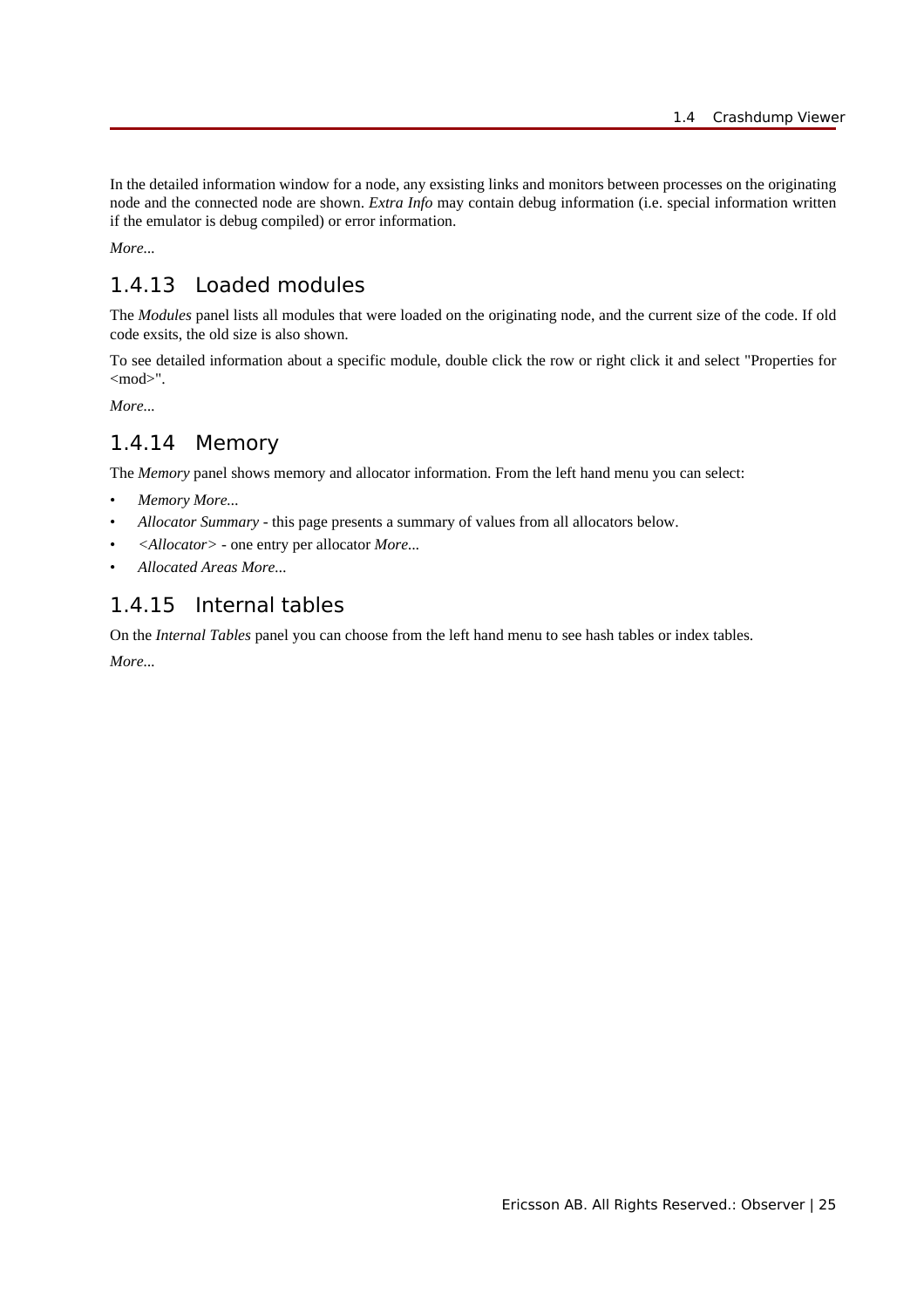In the detailed information window for a node, any exsisting links and monitors between processes on the originating node and the connected node are shown. *Extra Info* may contain debug information (i.e. special information written if the emulator is debug compiled) or error information.

*More...*

### 1.4.13 Loaded modules

The *Modules* panel lists all modules that were loaded on the originating node, and the current size of the code. If old code exsits, the old size is also shown.

To see detailed information about a specific module, double click the row or right click it and select "Properties for <mod>".

*More...*

### 1.4.14 Memory

The *Memory* panel shows memory and allocator information. From the left hand menu you can select:

- *Memory More...*
- *Allocator Summary* - this page presents a summary of values from all allocators below.
- *<Allocator>* - one entry per allocator *More...*
- *Allocated Areas More...*

### 1.4.15 Internal tables

On the *Internal Tables* panel you can choose from the left hand menu to see hash tables or index tables.

*More...*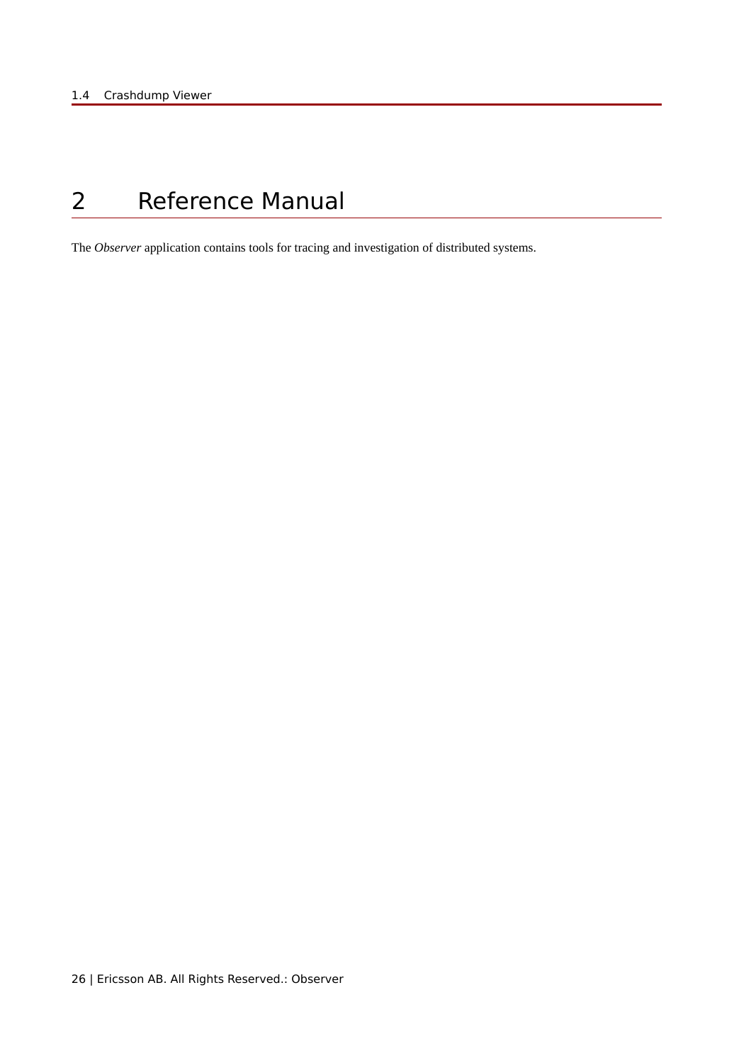# 2 Reference Manual

The *Observer* application contains tools for tracing and investigation of distributed systems.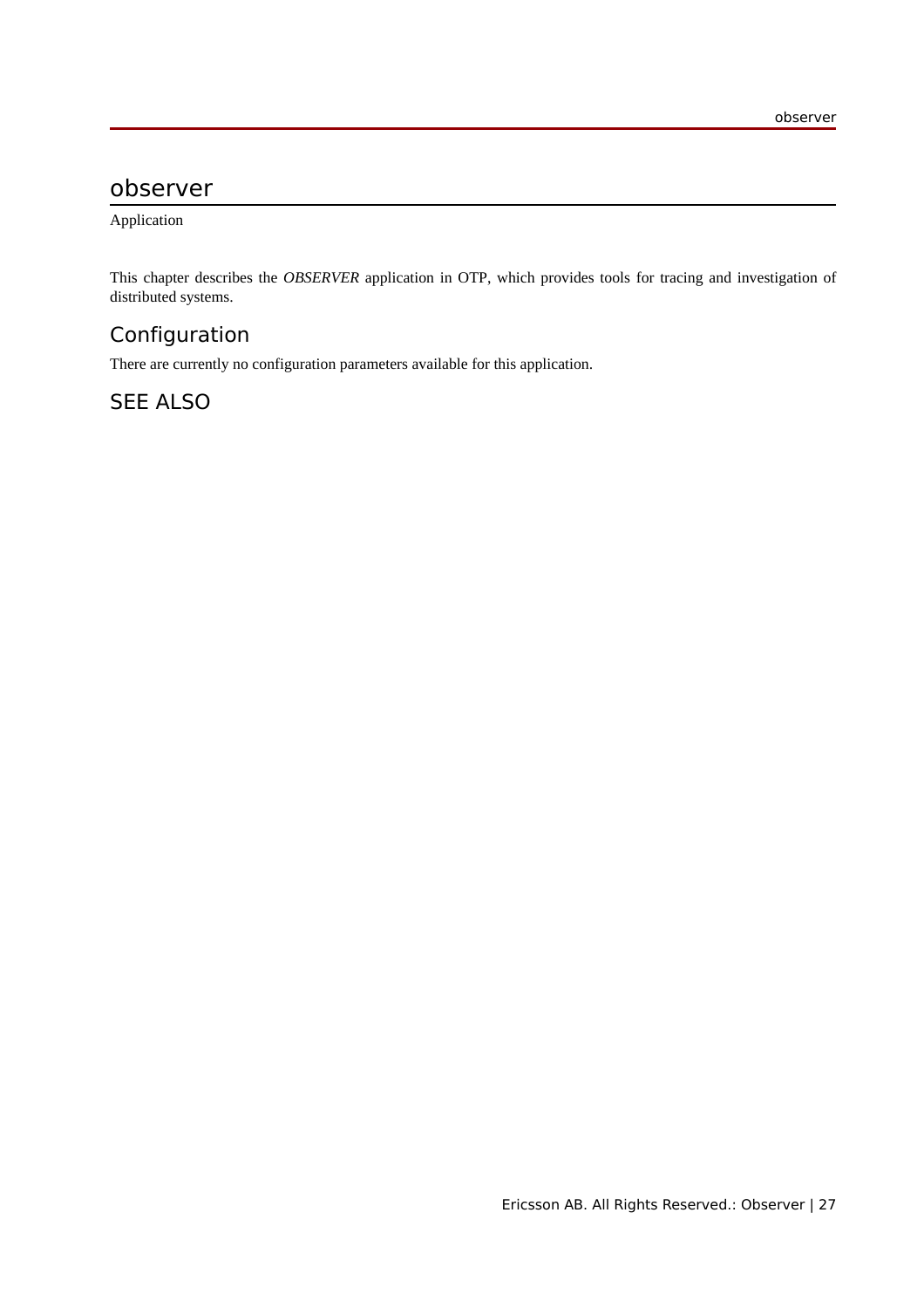# observer

Application

This chapter describes the *OBSERVER* application in OTP, which provides tools for tracing and investigation of distributed systems.

## Configuration

There are currently no configuration parameters available for this application.

## SEE ALSO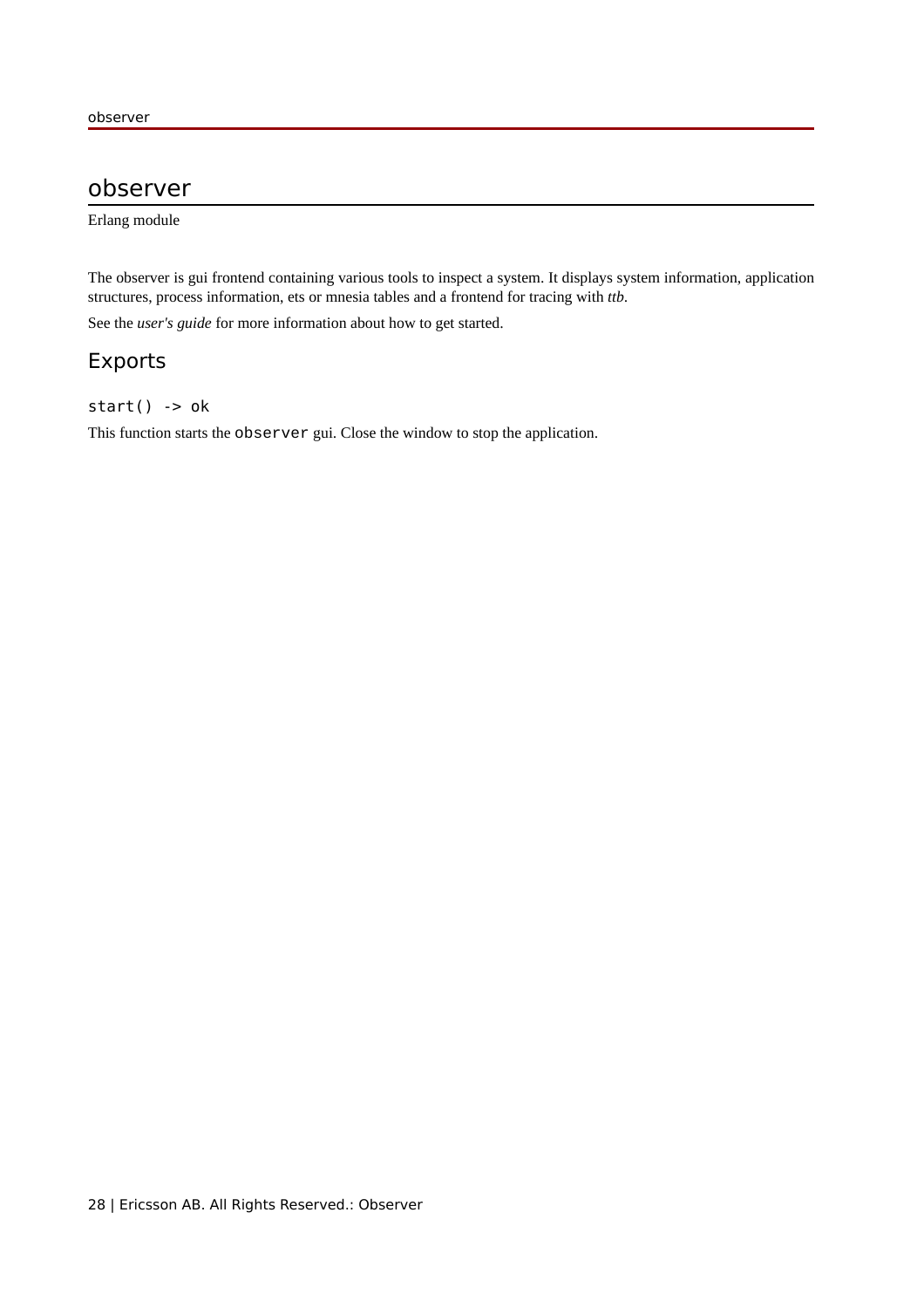# observer

Erlang module

The observer is gui frontend containing various tools to inspect a system. It displays system information, application structures, process information, ets or mnesia tables and a frontend for tracing with *ttb*.

See the *user's guide* for more information about how to get started.

## Exports

```
start() -> ok
```

This function starts the `observer` gui. Close the window to stop the application.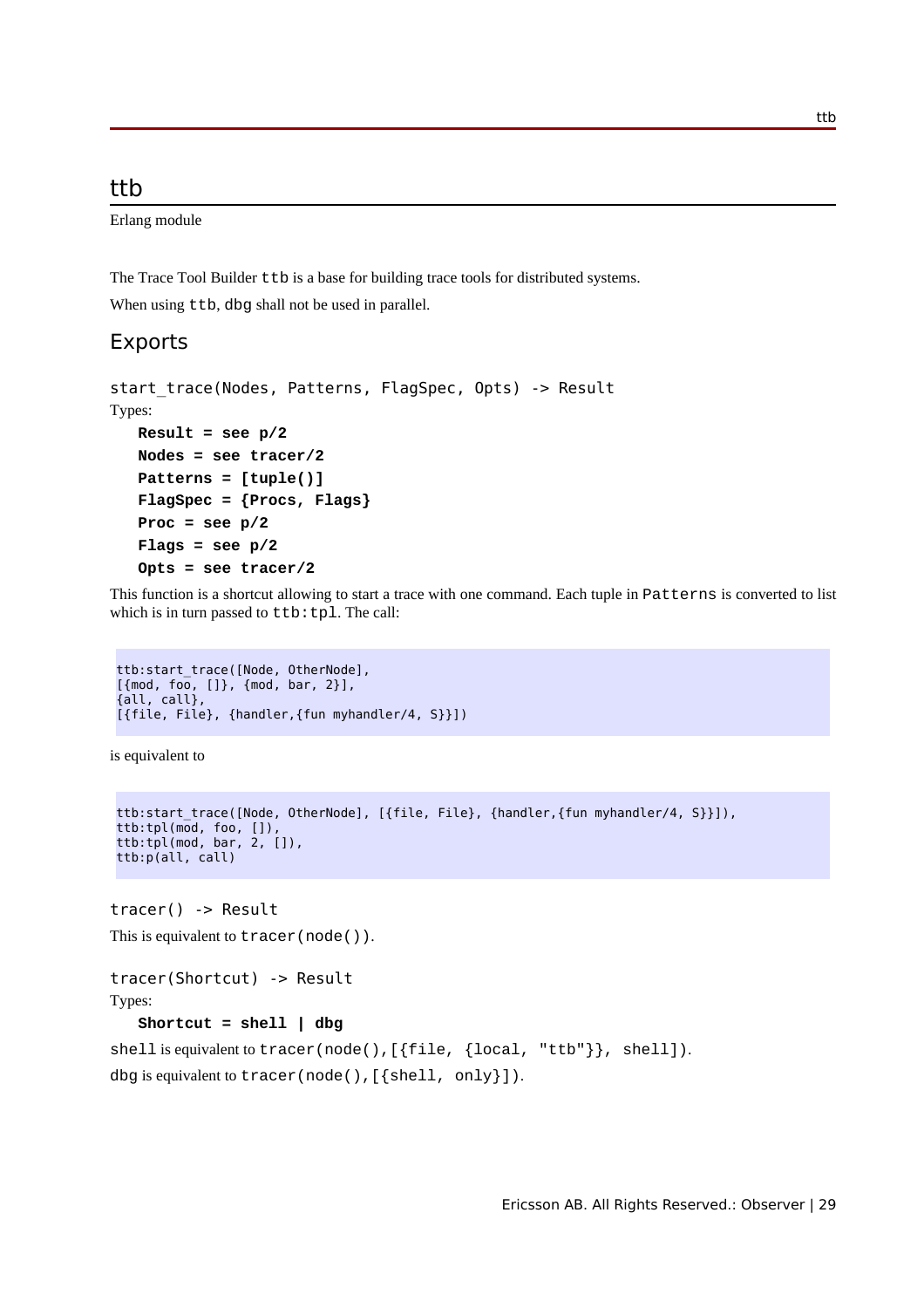# ttb

Erlang module

The Trace Tool Builder `ttb` is a base for building trace tools for distributed systems.

When using `ttb`, `dbg` shall not be used in parallel.

## Exports

`start_trace(Nodes, Patterns, FlagSpec, Opts) -> Result`

Types:

**Result = see p/2**
**Nodes = see tracer/2**
**Patterns = [tuple()]**
**FlagSpec = {Procs, Flags}**
**Proc = see p/2**
**Flags = see p/2**
**Opts = see tracer/2**

This function is a shortcut allowing to start a trace with one command. Each tuple in `Patterns` is converted to list which is in turn passed to `ttb:tpl`. The call:

```
ttb:start_trace([Node, OtherNode],
[{mod, foo, []}, {mod, bar, 2}],
{all, call},
[{file, File}, {handler,{fun myhandler/4, S}}])
```

is equivalent to

```
ttb:start_trace([Node, OtherNode], [{file, File}, {handler,{fun myhandler/4, S}}]),
ttb:tpl(mod, foo, []),
ttb:tpl(mod, bar, 2, []),
ttb:p(all, call)
```

`tracer() -> Result`

This is equivalent to `tracer(node())`.

`tracer(Shortcut) -> Result`

Types:

**Shortcut = shell | dbg**

`shell` is equivalent to `tracer(node(),[{file, {local, "ttb"}}, shell])`.

`dbg` is equivalent to `tracer(node(),[{shell, only}])`.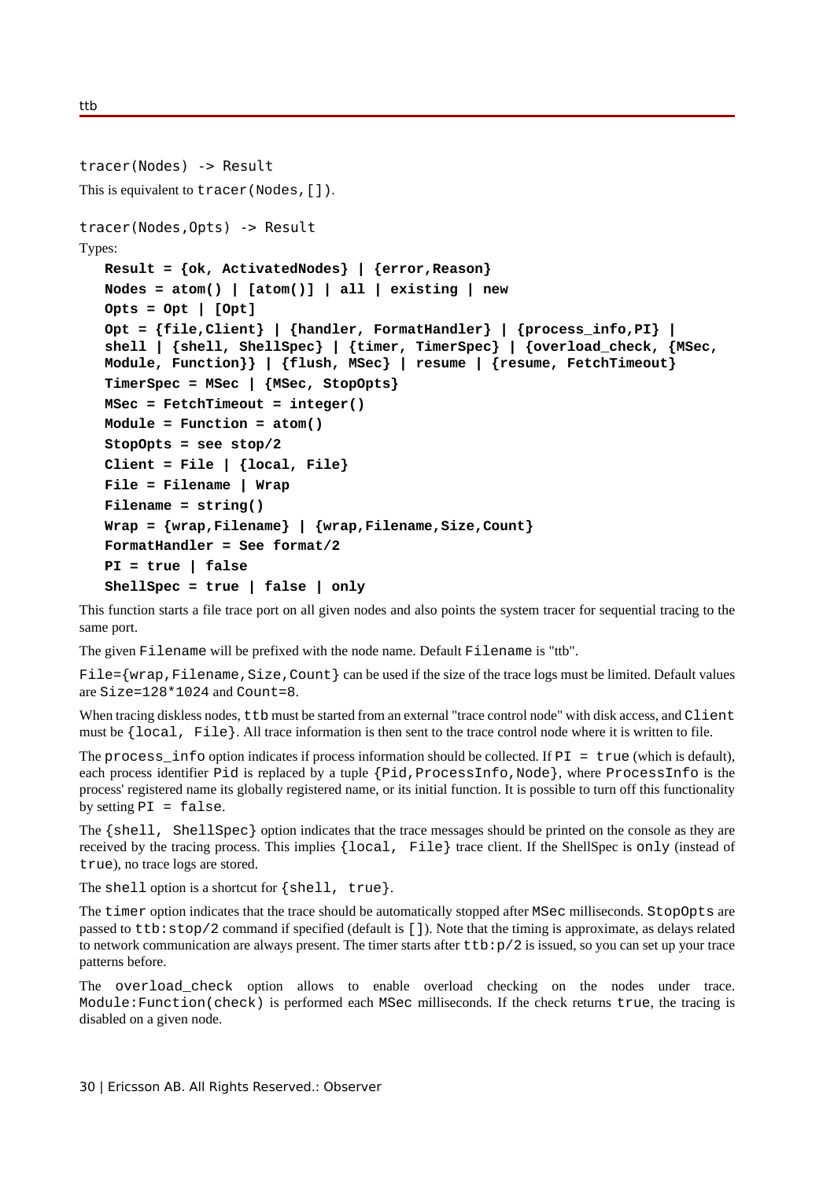```
tracer(Nodes) -> Result
```

This is equivalent to `tracer(Nodes,[])`.

```
tracer(Nodes,Opts) -> Result
```

Types:

```
Result = {ok, ActivatedNodes} | {error,Reason}
Nodes = atom() | [atom()] | all | existing | new
Opts = Opt | [Opt]
Opt = {file,Client} | {handler, FormatHandler} | {process_info,PI} |
shell | {shell, ShellSpec} | {timer, TimerSpec} | {overload_check, {MSec,
Module, Function}} | {flush, MSec} | resume | {resume, FetchTimeout}
TimerSpec = MSec | {MSec, StopOpts}
MSec = FetchTimeout = integer()
Module = Function = atom()
StopOpts = see stop/2
Client = File | {local, File}
File = Filename | Wrap
Filename = string()
Wrap = {wrap,Filename} | {wrap,Filename,Size,Count}
FormatHandler = See format/2
PI = true | false
ShellSpec = true | false | only
```

This function starts a file trace port on all given nodes and also points the system tracer for sequential tracing to the same port.

The given `Filename` will be prefixed with the node name. Default `Filename` is "ttb".

`File={wrap,Filename,Size,Count}` can be used if the size of the trace logs must be limited. Default values are `Size=128*1024` and `Count=8`.

When tracing diskless nodes, `ttb` must be started from an external "trace control node" with disk access, and `Client` must be `{local, File}`. All trace information is then sent to the trace control node where it is written to file.

The `process_info` option indicates if process information should be collected. If `PI = true` (which is default), each process identifier `Pid` is replaced by a tuple `{Pid,ProcessInfo,Node}`, where `ProcessInfo` is the process' registered name its globally registered name, or its initial function. It is possible to turn off this functionality by setting `PI = false`.

The `{shell, ShellSpec}` option indicates that the trace messages should be printed on the console as they are received by the tracing process. This implies `{local, File}` trace client. If the ShellSpec is `only` (instead of `true`), no trace logs are stored.

The `shell` option is a shortcut for `{shell, true}`.

The `timer` option indicates that the trace should be automatically stopped after `MSec` milliseconds. `StopOpts` are passed to `ttb:stop/2` command if specified (default is `[]`). Note that the timing is approximate, as delays related to network communication are always present. The timer starts after `ttb:p/2` is issued, so you can set up your trace patterns before.

The `overload_check` option allows to enable overload checking on the nodes under trace. `Module:Function(check)` is performed each `MSec` milliseconds. If the check returns `true`, the tracing is disabled on a given node.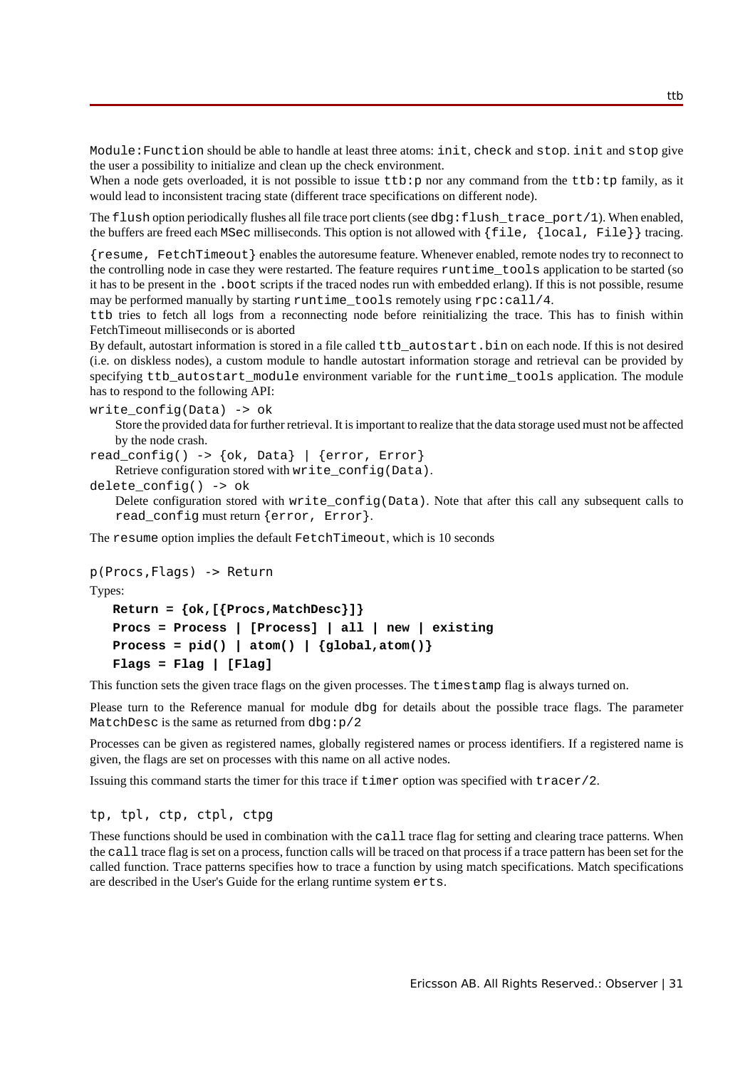`Module:Function` should be able to handle at least three atoms: `init`, `check` and `stop`. `init` and `stop` give the user a possibility to initialize and clean up the check environment.
When a node gets overloaded, it is not possible to issue `ttb:p` nor any command from the `ttb:tp` family, as it would lead to inconsistent tracing state (different trace specifications on different node).

The `flush` option periodically flushes all file trace port clients (see `dbg:flush_trace_port/1`). When enabled, the buffers are freed each `MSec` milliseconds. This option is not allowed with `{file, {local, File}}` tracing.

`{resume, FetchTimeout}` enables the autoresume feature. Whenever enabled, remote nodes try to reconnect to the controlling node in case they were restarted. The feature requires `runtime_tools` application to be started (so it has to be present in the `.boot` scripts if the traced nodes run with embedded erlang). If this is not possible, resume may be performed manually by starting `runtime_tools` remotely using `rpc:call/4`.
`ttb` tries to fetch all logs from a reconnecting node before reinitializing the trace. This has to finish within FetchTimeout milliseconds or is aborted
By default, autostart information is stored in a file called `ttb_autostart.bin` on each node. If this is not desired (i.e. on diskless nodes), a custom module to handle autostart information storage and retrieval can be provided by specifying `ttb_autostart_module` environment variable for the `runtime_tools` application. The module has to respond to the following API:

`write_config(Data) -> ok`
: Store the provided data for further retrieval. It is important to realize that the data storage used must not be affected by the node crash.

`read_config() -> {ok, Data} | {error, Error}`
: Retrieve configuration stored with `write_config(Data)`.

`delete_config() -> ok`
: Delete configuration stored with `write_config(Data)`. Note that after this call any subsequent calls to `read_config` must return `{error, Error}`.

The `resume` option implies the default `FetchTimeout`, which is 10 seconds

```
p(Procs,Flags) -> Return
```

Types:

```
Return = {ok,[{Procs,MatchDesc}]}
Procs = Process | [Process] | all | new | existing
Process = pid() | atom() | {global,atom()}
Flags = Flag | [Flag]
```

This function sets the given trace flags on the given processes. The `timestamp` flag is always turned on.

Please turn to the Reference manual for module `dbg` for details about the possible trace flags. The parameter `MatchDesc` is the same as returned from `dbg:p/2`

Processes can be given as registered names, globally registered names or process identifiers. If a registered name is given, the flags are set on processes with this name on all active nodes.

Issuing this command starts the timer for this trace if `timer` option was specified with `tracer/2`.

```
tp, tpl, ctp, ctpl, ctpg
```

These functions should be used in combination with the `call` trace flag for setting and clearing trace patterns. When the `call` trace flag is set on a process, function calls will be traced on that process if a trace pattern has been set for the called function. Trace patterns specifies how to trace a function by using match specifications. Match specifications are described in the User's Guide for the erlang runtime system `erts`.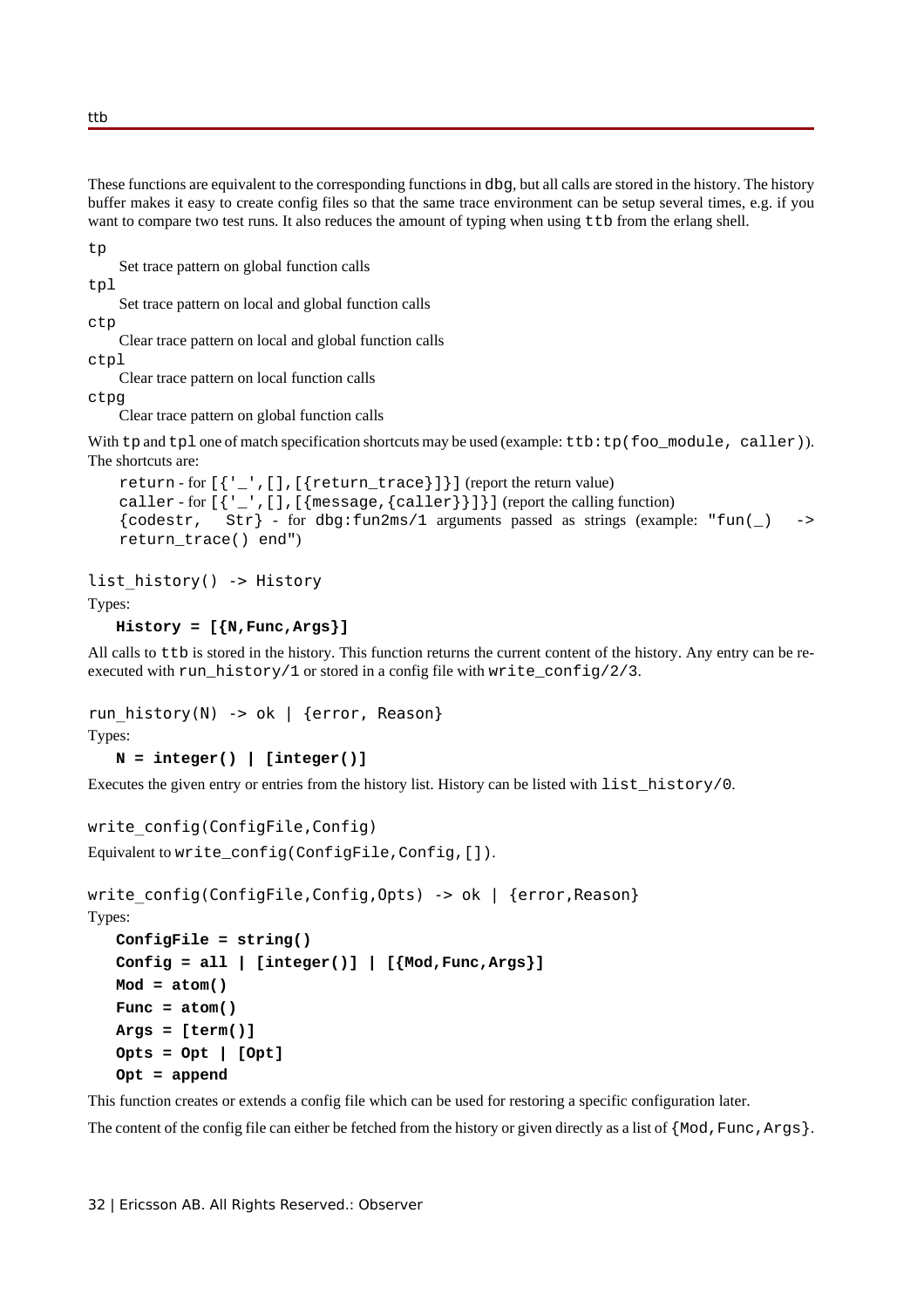These functions are equivalent to the corresponding functions in `dbg`, but all calls are stored in the history. The history buffer makes it easy to create config files so that the same trace environment can be setup several times, e.g. if you want to compare two test runs. It also reduces the amount of typing when using `ttb` from the erlang shell.

`tp`
: Set trace pattern on global function calls

`tpl`
: Set trace pattern on local and global function calls

`ctp`
: Clear trace pattern on local and global function calls

`ctpl`
: Clear trace pattern on local function calls

`ctpg`
: Clear trace pattern on global function calls

With `tp` and `tpl` one of match specification shortcuts may be used (example: `ttb:tp(foo_module, caller)`). The shortcuts are:

- `return` - for `[{'_',[],[{return_trace}]}]` (report the return value)
- `caller` - for `[{'_',[],[{message,{caller}}]}]` (report the calling function)
- `{codestr, Str}` - for `dbg:fun2ms/1` arguments passed as strings (example: `"fun(_) -> return_trace() end"`)

```
list_history() -> History
```

Types:

**`History = [{N,Func,Args}]`**

All calls to `ttb` is stored in the history. This function returns the current content of the history. Any entry can be re-executed with `run_history/1` or stored in a config file with `write_config/2/3`.

```
run_history(N) -> ok | {error, Reason}
```

Types:

**`N = integer() | [integer()]`**

Executes the given entry or entries from the history list. History can be listed with `list_history/0`.

```
write_config(ConfigFile,Config)
```

Equivalent to `write_config(ConfigFile,Config,[])`.

```
write_config(ConfigFile,Config,Opts) -> ok | {error,Reason}
```

Types:

**`ConfigFile = string()`**
**`Config = all | [integer()] | [{Mod,Func,Args}]`**
**`Mod = atom()`**
**`Func = atom()`**
**`Args = [term()]`**
**`Opts = Opt | [Opt]`**
**`Opt = append`**

This function creates or extends a config file which can be used for restoring a specific configuration later.

The content of the config file can either be fetched from the history or given directly as a list of `{Mod,Func,Args}`.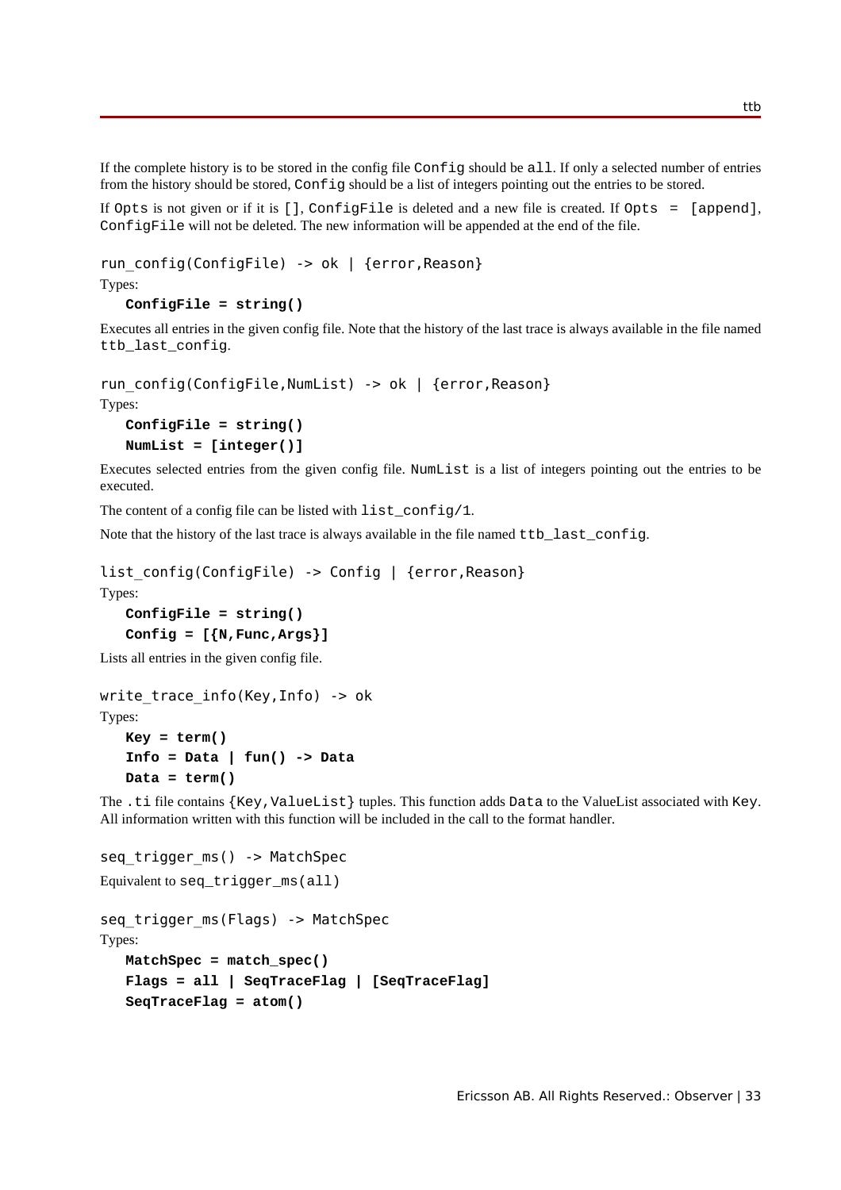If the complete history is to be stored in the config file `Config` should be `all`. If only a selected number of entries from the history should be stored, `Config` should be a list of integers pointing out the entries to be stored.

If `Opts` is not given or if it is `[]`, `ConfigFile` is deleted and a new file is created. If `Opts = [append]`, `ConfigFile` will not be deleted. The new information will be appended at the end of the file.

```
run_config(ConfigFile) -> ok | {error,Reason}
```

Types:

**`ConfigFile = string()`**

Executes all entries in the given config file. Note that the history of the last trace is always available in the file named `ttb_last_config`.

```
run_config(ConfigFile,NumList) -> ok | {error,Reason}
```

Types:

**`ConfigFile = string()`**
**`NumList = [integer()]`**

Executes selected entries from the given config file. `NumList` is a list of integers pointing out the entries to be executed.

The content of a config file can be listed with `list_config/1`.

Note that the history of the last trace is always available in the file named `ttb_last_config`.

```
list_config(ConfigFile) -> Config | {error,Reason}
```

Types:

**`ConfigFile = string()`**
**`Config = [{N,Func,Args}]`**

Lists all entries in the given config file.

```
write_trace_info(Key,Info) -> ok
```

Types:

**`Key = term()`**
**`Info = Data | fun() -> Data`**
**`Data = term()`**

The `.ti` file contains `{Key,ValueList}` tuples. This function adds `Data` to the ValueList associated with `Key`. All information written with this function will be included in the call to the format handler.

```
seq_trigger_ms() -> MatchSpec
```

Equivalent to `seq_trigger_ms(all)`

```
seq_trigger_ms(Flags) -> MatchSpec
```

Types:

**`MatchSpec = match_spec()`**
**`Flags = all | SeqTraceFlag | [SeqTraceFlag]`**
**`SeqTraceFlag = atom()`**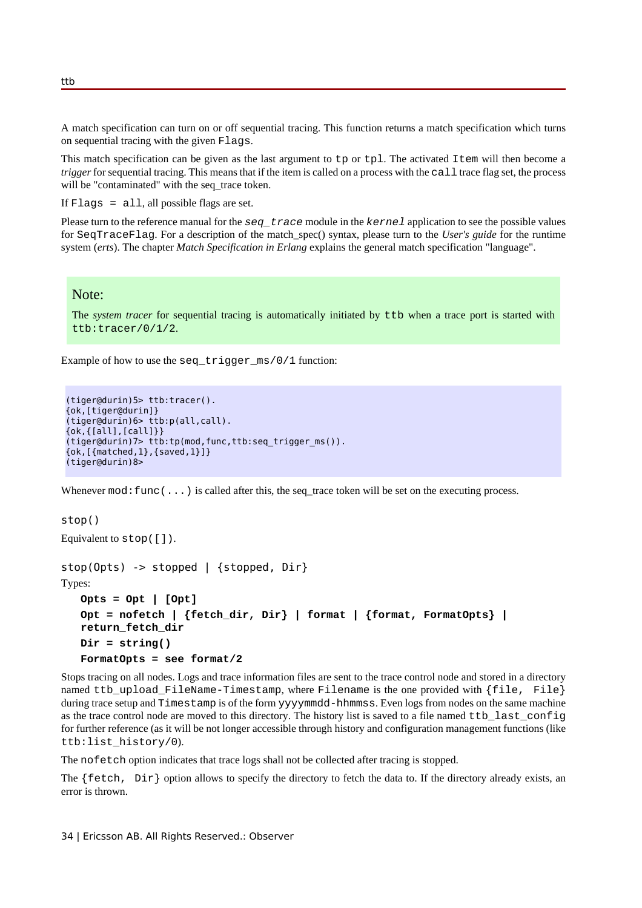A match specification can turn on or off sequential tracing. This function returns a match specification which turns on sequential tracing with the given `Flags`.

This match specification can be given as the last argument to `tp` or `tpl`. The activated `Item` will then become a *trigger* for sequential tracing. This means that if the item is called on a process with the `call` trace flag set, the process will be "contaminated" with the seq_trace token.

If `Flags = all`, all possible flags are set.

Please turn to the reference manual for the *`seq_trace`* module in the *`kernel`* application to see the possible values for `SeqTraceFlag`. For a description of the match_spec() syntax, please turn to the *User's guide* for the runtime system (*erts*). The chapter *Match Specification in Erlang* explains the general match specification "language".

> **Note:**
>
> The *system tracer* for sequential tracing is automatically initiated by `ttb` when a trace port is started with `ttb:tracer/0/1/2`.

Example of how to use the `seq_trigger_ms/0/1` function:

```
(tiger@durin)5> ttb:tracer().
{ok,[tiger@durin]}
(tiger@durin)6> ttb:p(all,call).
{ok,{[all],[call]}}
(tiger@durin)7> ttb:tp(mod,func,ttb:seq_trigger_ms()).
{ok,[{matched,1},{saved,1}]}
(tiger@durin)8>
```

Whenever `mod:func(...)` is called after this, the seq_trace token will be set on the executing process.

`stop()`

Equivalent to `stop([])`.

`stop(Opts) -> stopped | {stopped, Dir}`

Types:

**`Opts = Opt | [Opt]`**

**`Opt = nofetch | {fetch_dir, Dir} | format | {format, FormatOpts} | return_fetch_dir`**

**`Dir = string()`**

**`FormatOpts = see format/2`**

Stops tracing on all nodes. Logs and trace information files are sent to the trace control node and stored in a directory named `ttb_upload_FileName-Timestamp`, where `Filename` is the one provided with `{file, File}` during trace setup and `Timestamp` is of the form `yyyymmdd-hhmmss`. Even logs from nodes on the same machine as the trace control node are moved to this directory. The history list is saved to a file named `ttb_last_config` for further reference (as it will be not longer accessible through history and configuration management functions (like `ttb:list_history/0`).

The `nofetch` option indicates that trace logs shall not be collected after tracing is stopped.

The `{fetch, Dir}` option allows to specify the directory to fetch the data to. If the directory already exists, an error is thrown.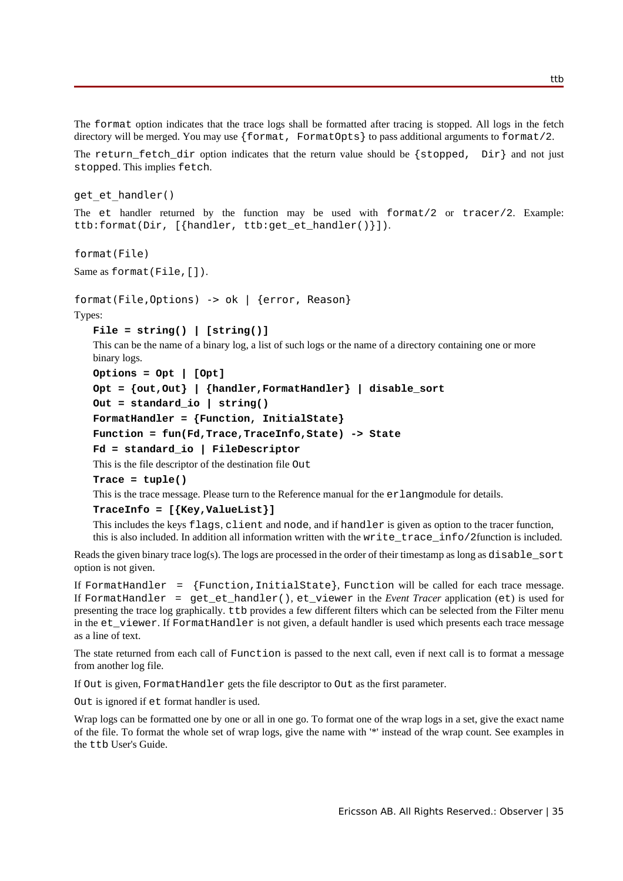The `format` option indicates that the trace logs shall be formatted after tracing is stopped. All logs in the fetch directory will be merged. You may use `{format, FormatOpts}` to pass additional arguments to `format/2`.

The `return_fetch_dir` option indicates that the return value should be `{stopped, Dir}` and not just `stopped`. This implies `fetch`.

`get_et_handler()`

The `et` handler returned by the function may be used with `format/2` or `tracer/2`. Example: `ttb:format(Dir, [{handler, ttb:get_et_handler()}])`.

`format(File)`

Same as `format(File,[])`.

`format(File,Options) -> ok | {error, Reason}`

Types:

**`File = string() | [string()]`**

This can be the name of a binary log, a list of such logs or the name of a directory containing one or more binary logs.

**`Options = Opt | [Opt]`**

**`Opt = {out,Out} | {handler,FormatHandler} | disable_sort`**

**`Out = standard_io | string()`**

**`FormatHandler = {Function, InitialState}`**

**`Function = fun(Fd,Trace,TraceInfo,State) -> State`**

**`Fd = standard_io | FileDescriptor`**

This is the file descriptor of the destination file `Out`

**`Trace = tuple()`**

This is the trace message. Please turn to the Reference manual for the `erlang`module for details.

**`TraceInfo = [{Key,ValueList}]`**

This includes the keys `flags`, `client` and `node`, and if `handler` is given as option to the tracer function, this is also included. In addition all information written with the `write_trace_info/2`function is included.

Reads the given binary trace log(s). The logs are processed in the order of their timestamp as long as `disable_sort` option is not given.

If `FormatHandler = {Function,InitialState}`, `Function` will be called for each trace message. If `FormatHandler = get_et_handler()`, `et_viewer` in the *Event Tracer* application (`et`) is used for presenting the trace log graphically. `ttb` provides a few different filters which can be selected from the Filter menu in the `et_viewer`. If `FormatHandler` is not given, a default handler is used which presents each trace message as a line of text.

The state returned from each call of `Function` is passed to the next call, even if next call is to format a message from another log file.

If `Out` is given, `FormatHandler` gets the file descriptor to `Out` as the first parameter.

`Out` is ignored if `et` format handler is used.

Wrap logs can be formatted one by one or all in one go. To format one of the wrap logs in a set, give the exact name of the file. To format the whole set of wrap logs, give the name with '*' instead of the wrap count. See examples in the `ttb` User's Guide.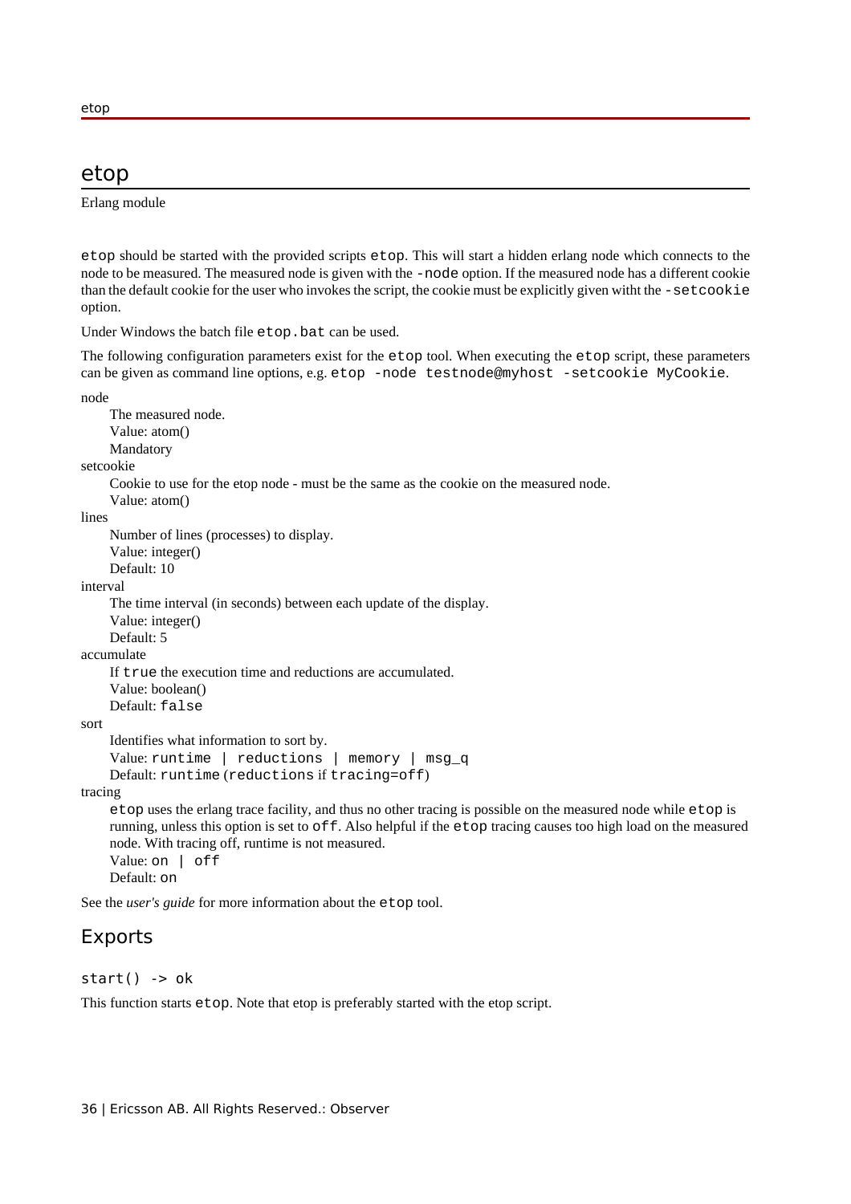# etop

Erlang module

`etop` should be started with the provided scripts `etop`. This will start a hidden erlang node which connects to the node to be measured. The measured node is given with the `-node` option. If the measured node has a different cookie than the default cookie for the user who invokes the script, the cookie must be explicitly given witht the `-setcookie` option.

Under Windows the batch file `etop.bat` can be used.

The following configuration parameters exist for the `etop` tool. When executing the `etop` script, these parameters can be given as command line options, e.g. `etop -node testnode@myhost -setcookie MyCookie`.

node

: The measured node.
: Value: atom()
: Mandatory

setcookie

: Cookie to use for the etop node - must be the same as the cookie on the measured node.
: Value: atom()

lines

: Number of lines (processes) to display.
: Value: integer()
: Default: 10

interval

: The time interval (in seconds) between each update of the display.
: Value: integer()
: Default: 5

accumulate

: If `true` the execution time and reductions are accumulated.
: Value: boolean()
: Default: `false`

sort

: Identifies what information to sort by.
: Value: `runtime | reductions | memory | msg_q`
: Default: `runtime` (`reductions` if `tracing=off`)

tracing

: `etop` uses the erlang trace facility, and thus no other tracing is possible on the measured node while `etop` is running, unless this option is set to `off`. Also helpful if the `etop` tracing causes too high load on the measured node. With tracing off, runtime is not measured.
: Value: `on | off`
: Default: `on`

See the *user's guide* for more information about the `etop` tool.

## Exports

`start() -> ok`

This function starts `etop`. Note that etop is preferably started with the etop script.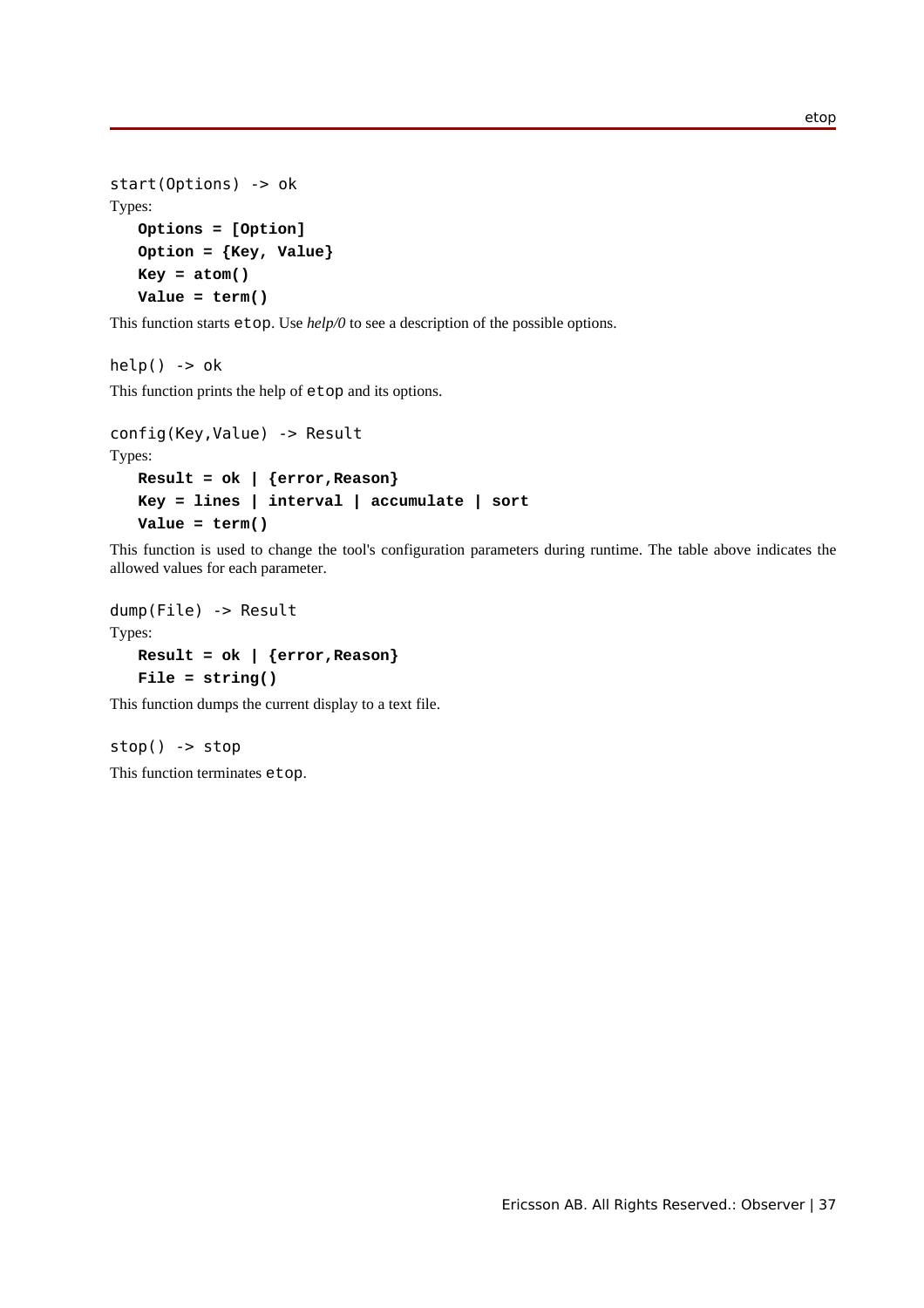```
start(Options) -> ok
```

Types:

**Options = [Option]**
**Option = {Key, Value}**
**Key = atom()**
**Value = term()**

This function starts `etop`. Use *help/0* to see a description of the possible options.

```
help() -> ok
```

This function prints the help of `etop` and its options.

```
config(Key,Value) -> Result
```

Types:

**Result = ok | {error,Reason}**
**Key = lines | interval | accumulate | sort**
**Value = term()**

This function is used to change the tool's configuration parameters during runtime. The table above indicates the allowed values for each parameter.

```
dump(File) -> Result
```

Types:

**Result = ok | {error,Reason}**
**File = string()**

This function dumps the current display to a text file.

```
stop() -> stop
```

This function terminates `etop`.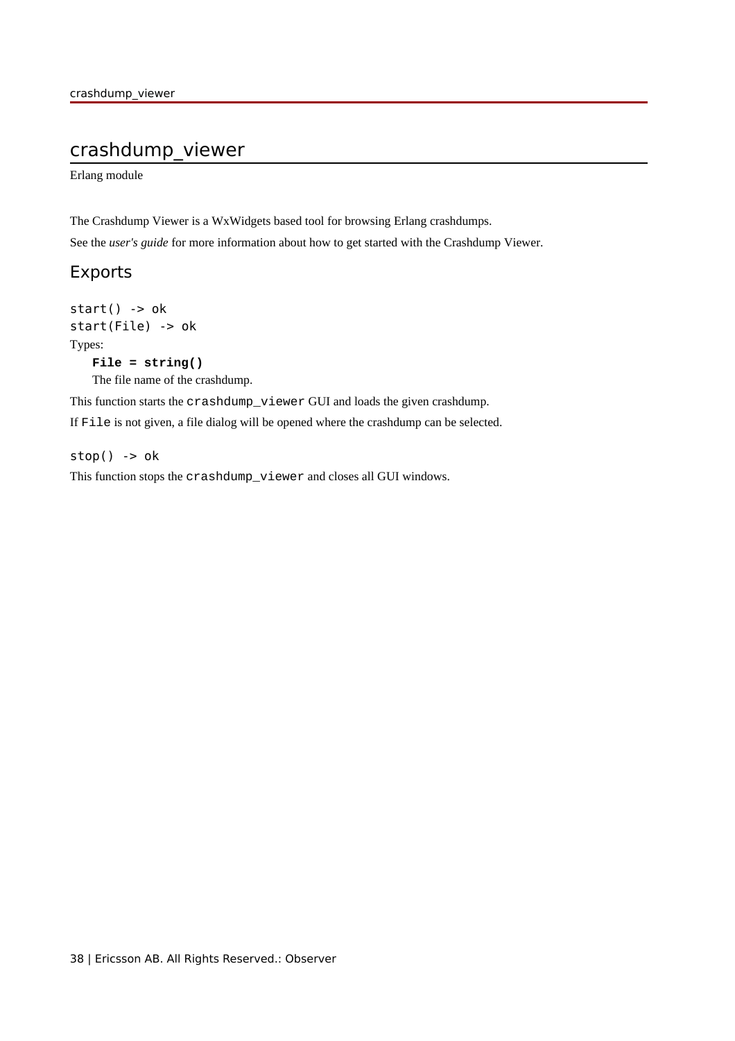# crashdump_viewer

Erlang module

The Crashdump Viewer is a WxWidgets based tool for browsing Erlang crashdumps.

See the *user's guide* for more information about how to get started with the Crashdump Viewer.

## Exports

```
start() -> ok
start(File) -> ok
```

Types:

**`File = string()`**

The file name of the crashdump.

This function starts the `crashdump_viewer` GUI and loads the given crashdump.

If `File` is not given, a file dialog will be opened where the crashdump can be selected.

```
stop() -> ok
```

This function stops the `crashdump_viewer` and closes all GUI windows.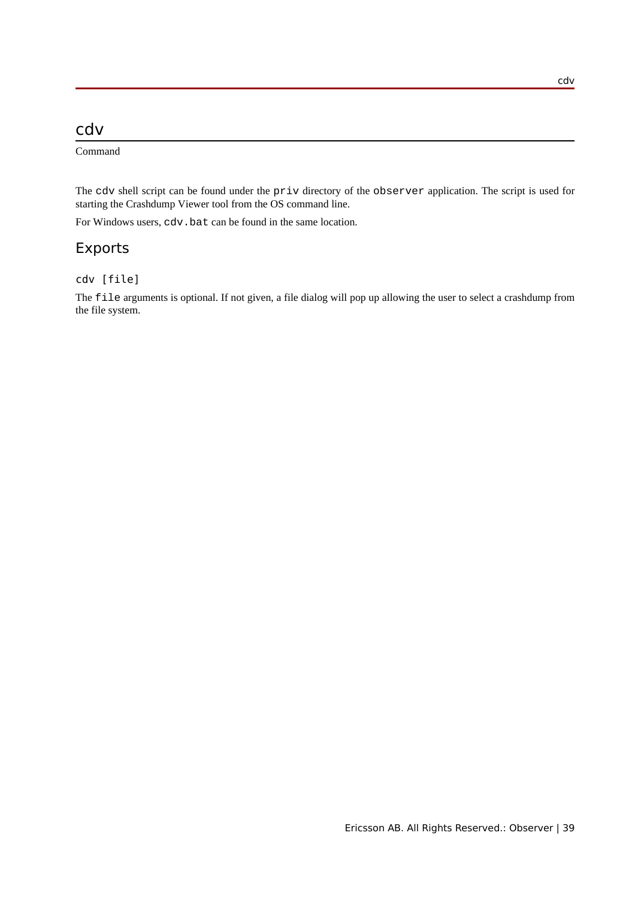# cdv

Command

The `cdv` shell script can be found under the `priv` directory of the `observer` application. The script is used for starting the Crashdump Viewer tool from the OS command line.

For Windows users, `cdv.bat` can be found in the same location.

## Exports

```
cdv [file]
```

The `file` arguments is optional. If not given, a file dialog will pop up allowing the user to select a crashdump from the file system.